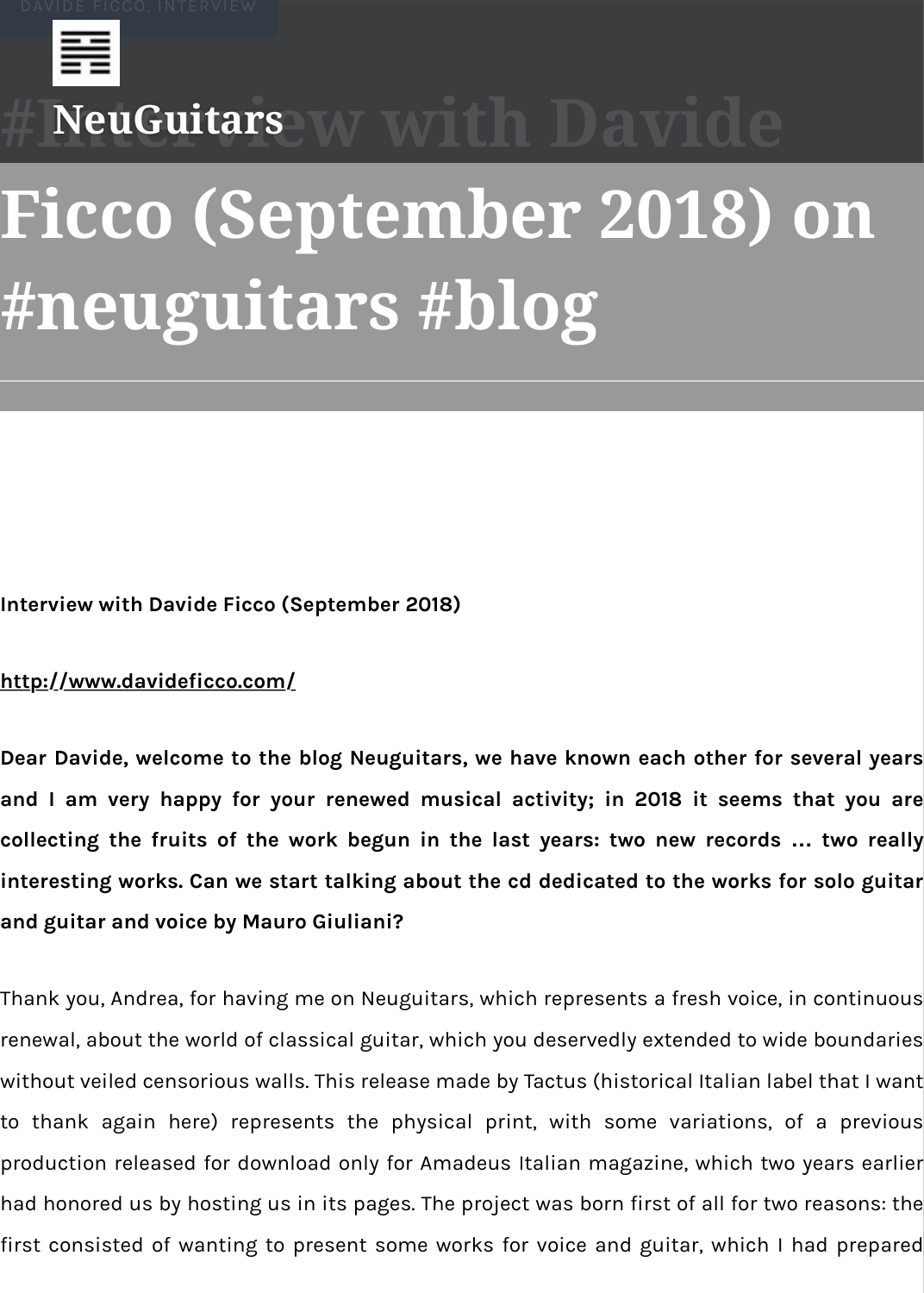# #Interview with Davide Ficco (September 2018) on #neuguitars #blog

**Interview with Davide Ficco (September 2018)**

**http://www.davideficco.com/**

**Dear Davide, welcome to the blog Neuguitars, we have known each other for several years and I am very happy for your renewed musical activity; in 2018 it seems that you are collecting the fruits of the work begun in the last years: two new records ... two really interesting works. Can we start talking about the cd dedicated to the works for solo guitar and guitar and voice by Mauro Giuliani?**

Thank you, Andrea, for having me on Neuguitars, which represents a fresh voice, in continuous renewal, about the world of classical guitar, which you deservedly extended to wide boundaries without veiled censorious walls. This release made by Tactus (historical Italian label that I want to thank again here) represents the physical print, with some variations, of a previous production released for download only for Amadeus Italian magazine, which two years earlier had honored us by hosting us in its pages. The project was born first of all for two reasons: the first consisted of wanting to present some works for voice and guitar, which I had prepared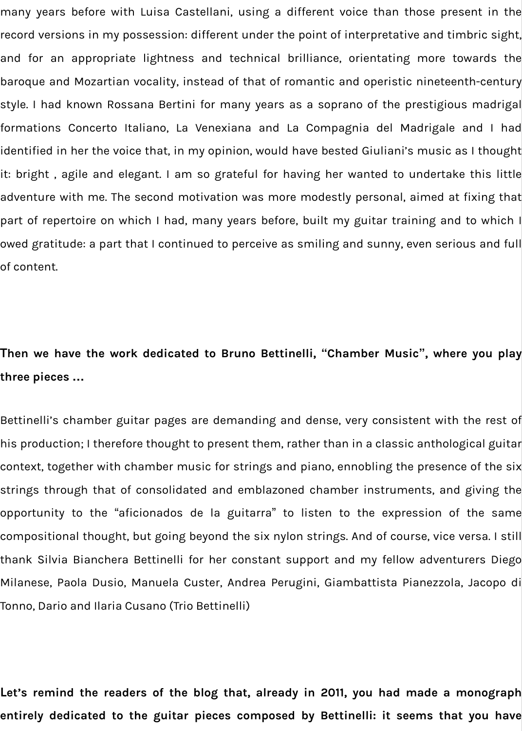many years before with Luisa Castellani, using a different voice than those present in the record versions in my possession: different under the point of interpretative and timbric sight, and for an appropriate lightness and technical brilliance, orientating more towards the baroque and Mozartian vocality, instead of that of romantic and operistic nineteenth-century style. I had known Rossana Bertini for many years as a soprano of the prestigious madrigal formations Concerto Italiano, La Venexiana and La Compagnia del Madrigale and I had identified in her the voice that, in my opinion, would have bested Giuliani's music as I thought it: bright , agile and elegant. I am so grateful for having her wanted to undertake this little adventure with me. The second motivation was more modestly personal, aimed at fixing that part of repertoire on which I had, many years before, built my guitar training and to which I owed gratitude: a part that I continued to perceive as smiling and sunny, even serious and full of content.

**Then we have the work dedicated to Bruno Bettinelli, "Chamber Music", where you play three pieces ...**

Bettinelli's chamber guitar pages are demanding and dense, very consistent with the rest of his production; I therefore thought to present them, rather than in a classic anthological guitar context, together with chamber music for strings and piano, ennobling the presence of the six strings through that of consolidated and emblazoned chamber instruments, and giving the opportunity to the "aficionados de la guitarra" to listen to the expression of the same compositional thought, but going beyond the six nylon strings. And of course, vice versa. I still thank Silvia Bianchera Bettinelli for her constant support and my fellow adventurers Diego Milanese, Paola Dusio, Manuela Custer, Andrea Perugini, Giambattista Pianezzola, Jacopo di Tonno, Dario and Ilaria Cusano (Trio Bettinelli)

**Let's remind the readers of the blog that, already in 2011, you had made a monograph entirely dedicated to the guitar pieces composed by Bettinelli: it seems that you have**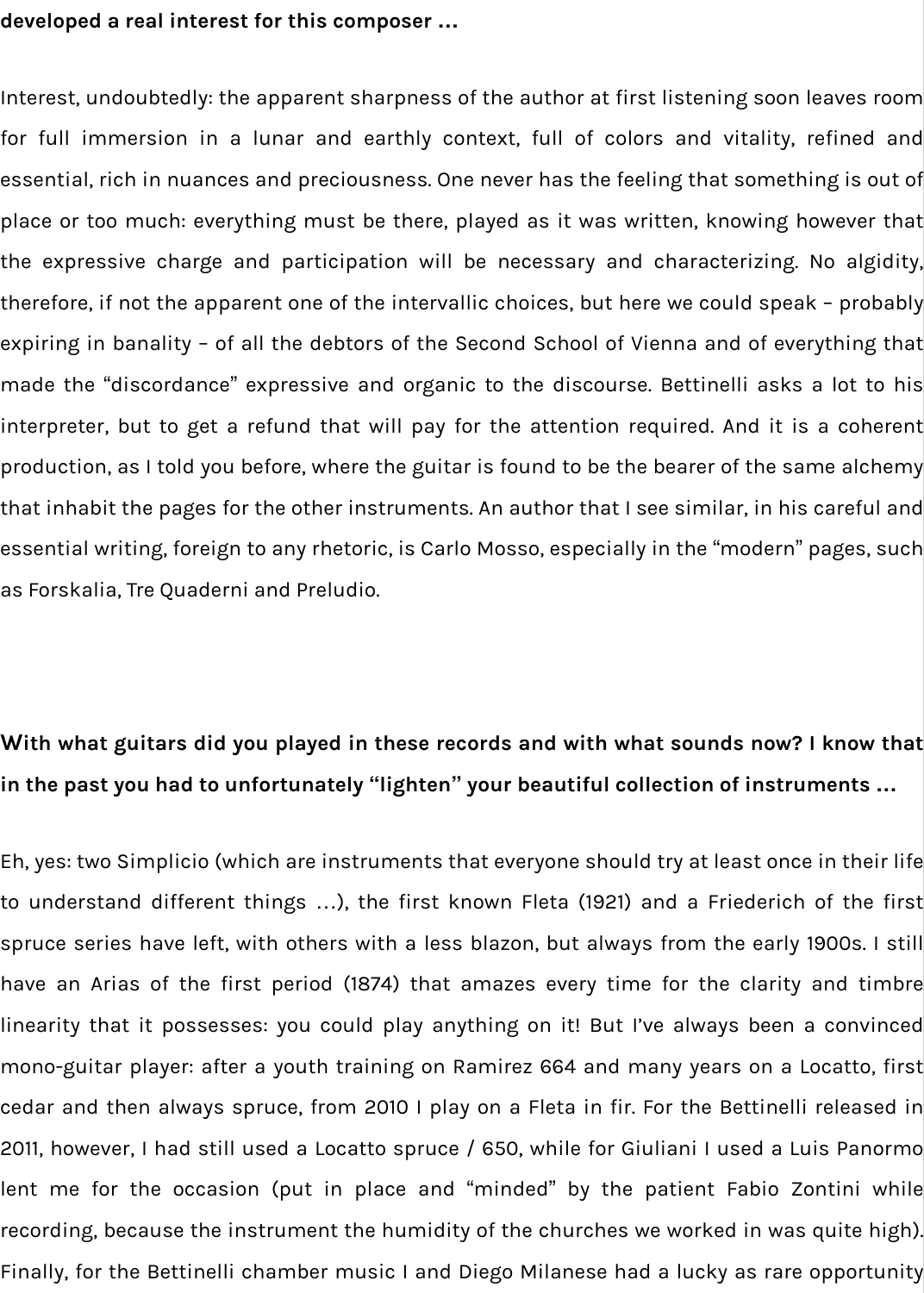**developed a real interest for this composer …**

Interest, undoubtedly: the apparent sharpness of the author at first listening soon leaves room for full immersion in a lunar and earthly context, full of colors and vitality, refined and essential, rich in nuances and preciousness. One never has the feeling that something is out of place or too much: everything must be there, played as it was written, knowing however that the expressive charge and participation will be necessary and characterizing. No algidity, therefore, if not the apparent one of the intervallic choices, but here we could speak – probably expiring in banality – of all the debtors of the Second School of Vienna and of everything that made the "discordance" expressive and organic to the discourse. Bettinelli asks a lot to his interpreter, but to get a refund that will pay for the attention required. And it is a coherent production, as I told you before, where the guitar is found to be the bearer of the same alchemy that inhabit the pages for the other instruments. An author that I see similar, in his careful and essential writing, foreign to any rhetoric, is Carlo Mosso, especially in the "modern" pages, such as Forskalia, Tre Quaderni and Preludio.

**With what guitars did you played in these records and with what sounds now? I know that in the past you had to unfortunately "lighten" your beautiful collection of instruments …**

Eh, yes: two Simplicio (which are instruments that everyone should try at least once in their life to understand different things …), the first known Fleta (1921) and a Friederich of the first spruce series have left, with others with a less blazon, but always from the early 1900s. I still have an Arias of the first period (1874) that amazes every time for the clarity and timbre linearity that it possesses: you could play anything on it! But I've always been a convinced mono-guitar player: after a youth training on Ramirez 664 and many years on a Locatto, first cedar and then always spruce, from 2010 I play on a Fleta in fir. For the Bettinelli released in 2011, however, I had still used a Locatto spruce / 650, while for Giuliani I used a Luis Panormo lent me for the occasion (put in place and "minded" by the patient Fabio Zontini while recording, because the instrument the humidity of the churches we worked in was quite high). Finally, for the Bettinelli chamber music I and Diego Milanese had a lucky as rare opportunity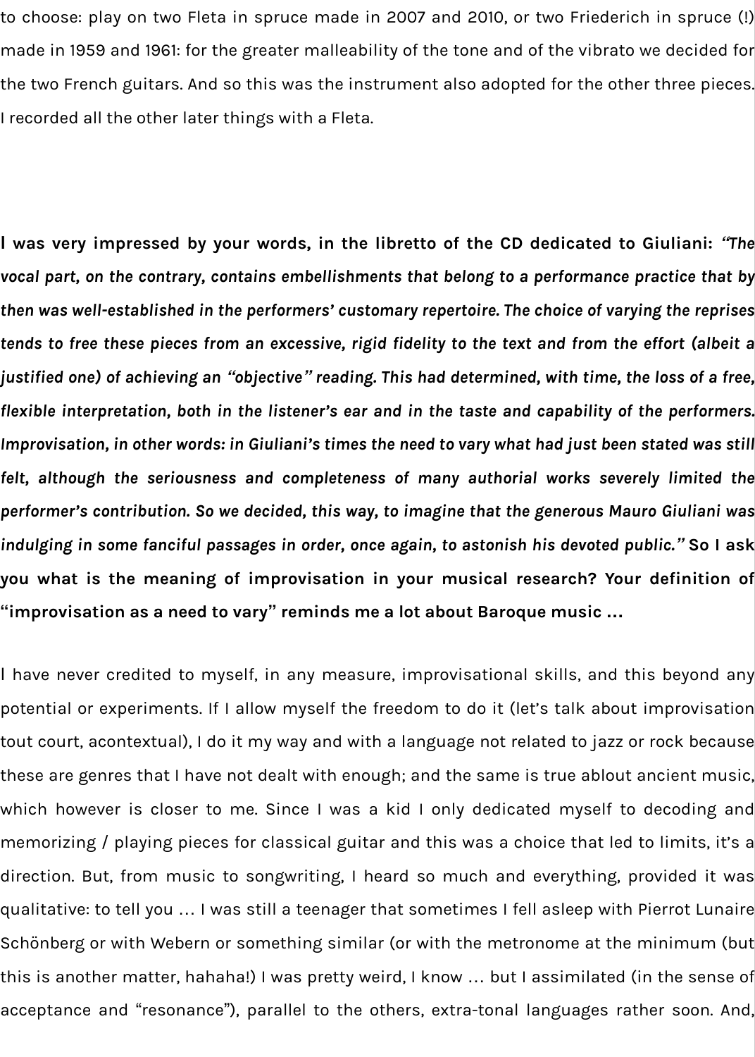to choose: play on two Fleta in spruce made in 2007 and 2010, or two Friederich in spruce (!) made in 1959 and 1961: for the greater malleability of the tone and of the vibrato we decided for the two French guitars. And so this was the instrument also adopted for the other three pieces. I recorded all the other later things with a Fleta.

**I was very impressed by your words, in the libretto of the CD dedicated to Giuliani:** ***"The vocal part, on the contrary, contains embellishments that belong to a performance practice that by then was well-established in the performers' customary repertoire. The choice of varying the reprises tends to free these pieces from an excessive, rigid fidelity to the text and from the effort (albeit a justified one) of achieving an "objective" reading. This had determined, with time, the loss of a free, flexible interpretation, both in the listener's ear and in the taste and capability of the performers. Improvisation, in other words: in Giuliani's times the need to vary what had just been stated was still felt, although the seriousness and completeness of many authorial works severely limited the performer's contribution. So we decided, this way, to imagine that the generous Mauro Giuliani was indulging in some fanciful passages in order, once again, to astonish his devoted public."*** **So I ask you what is the meaning of improvisation in your musical research? Your definition of "improvisation as a need to vary" reminds me a lot about Baroque music …**

I have never credited to myself, in any measure, improvisational skills, and this beyond any potential or experiments. If I allow myself the freedom to do it (let's talk about improvisation tout court, acontextual), I do it my way and with a language not related to jazz or rock because these are genres that I have not dealt with enough; and the same is true ablout ancient music, which however is closer to me. Since I was a kid I only dedicated myself to decoding and memorizing / playing pieces for classical guitar and this was a choice that led to limits, it's a direction. But, from music to songwriting, I heard so much and everything, provided it was qualitative: to tell you … I was still a teenager that sometimes I fell asleep with Pierrot Lunaire Schönberg or with Webern or something similar (or with the metronome at the minimum (but this is another matter, hahaha!) I was pretty weird, I know … but I assimilated (in the sense of acceptance and "resonance"), parallel to the others, extra-tonal languages rather soon. And,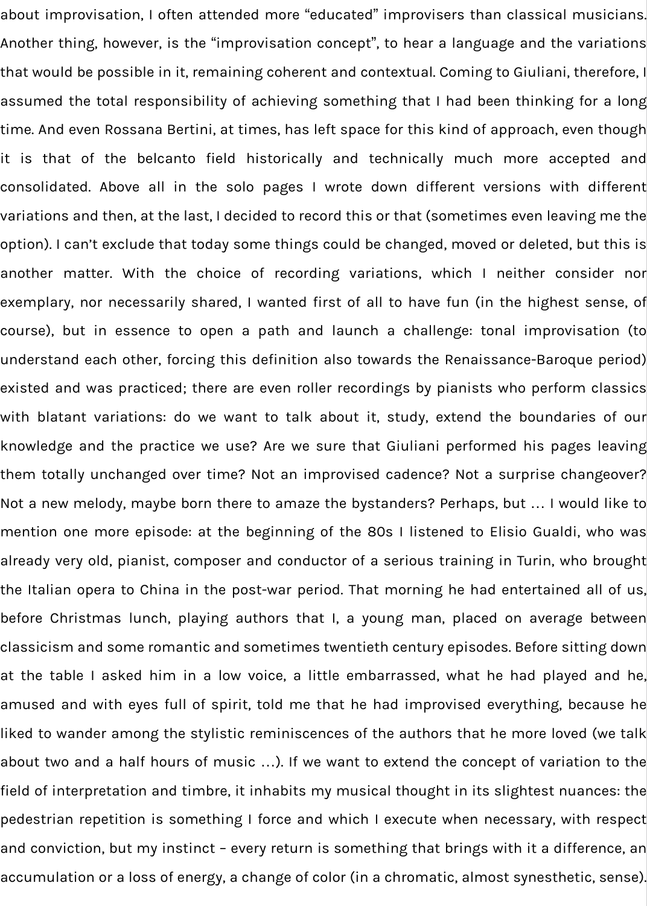about improvisation, I often attended more "educated" improvisers than classical musicians. Another thing, however, is the "improvisation concept", to hear a language and the variations that would be possible in it, remaining coherent and contextual. Coming to Giuliani, therefore, I assumed the total responsibility of achieving something that I had been thinking for a long time. And even Rossana Bertini, at times, has left space for this kind of approach, even though it is that of the belcanto field historically and technically much more accepted and consolidated. Above all in the solo pages I wrote down different versions with different variations and then, at the last, I decided to record this or that (sometimes even leaving me the option). I can't exclude that today some things could be changed, moved or deleted, but this is another matter. With the choice of recording variations, which I neither consider nor exemplary, nor necessarily shared, I wanted first of all to have fun (in the highest sense, of course), but in essence to open a path and launch a challenge: tonal improvisation (to understand each other, forcing this definition also towards the Renaissance-Baroque period) existed and was practiced; there are even roller recordings by pianists who perform classics with blatant variations: do we want to talk about it, study, extend the boundaries of our knowledge and the practice we use? Are we sure that Giuliani performed his pages leaving them totally unchanged over time? Not an improvised cadence? Not a surprise changeover? Not a new melody, maybe born there to amaze the bystanders? Perhaps, but … I would like to mention one more episode: at the beginning of the 80s I listened to Elisio Gualdi, who was already very old, pianist, composer and conductor of a serious training in Turin, who brought the Italian opera to China in the post-war period. That morning he had entertained all of us, before Christmas lunch, playing authors that I, a young man, placed on average between classicism and some romantic and sometimes twentieth century episodes. Before sitting down at the table I asked him in a low voice, a little embarrassed, what he had played and he, amused and with eyes full of spirit, told me that he had improvised everything, because he liked to wander among the stylistic reminiscences of the authors that he more loved (we talk about two and a half hours of music …). If we want to extend the concept of variation to the field of interpretation and timbre, it inhabits my musical thought in its slightest nuances: the pedestrian repetition is something I force and which I execute when necessary, with respect and conviction, but my instinct – every return is something that brings with it a difference, an accumulation or a loss of energy, a change of color (in a chromatic, almost synesthetic, sense).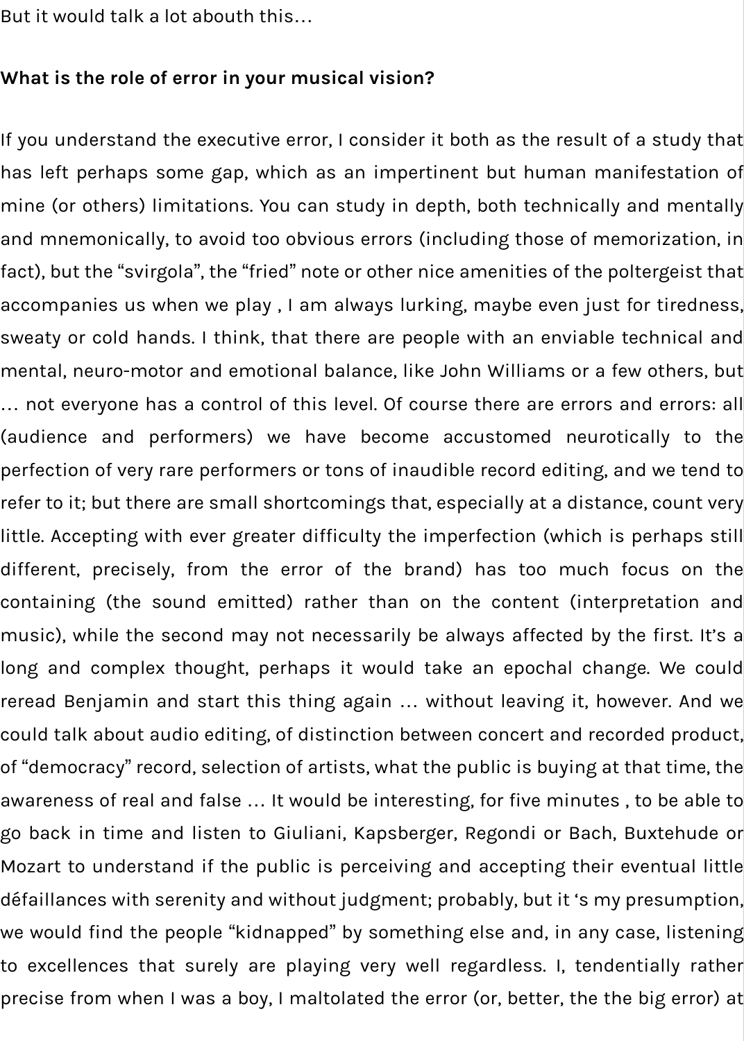But it would talk a lot abouth this…

**What is the role of error in your musical vision?**

If you understand the executive error, I consider it both as the result of a study that has left perhaps some gap, which as an impertinent but human manifestation of mine (or others) limitations. You can study in depth, both technically and mentally and mnemonically, to avoid too obvious errors (including those of memorization, in fact), but the "svirgola", the "fried" note or other nice amenities of the poltergeist that accompanies us when we play , I am always lurking, maybe even just for tiredness, sweaty or cold hands. I think, that there are people with an enviable technical and mental, neuro-motor and emotional balance, like John Williams or a few others, but … not everyone has a control of this level. Of course there are errors and errors: all (audience and performers) we have become accustomed neurotically to the perfection of very rare performers or tons of inaudible record editing, and we tend to refer to it; but there are small shortcomings that, especially at a distance, count very little. Accepting with ever greater difficulty the imperfection (which is perhaps still different, precisely, from the error of the brand) has too much focus on the containing (the sound emitted) rather than on the content (interpretation and music), while the second may not necessarily be always affected by the first. It's a long and complex thought, perhaps it would take an epochal change. We could reread Benjamin and start this thing again … without leaving it, however. And we could talk about audio editing, of distinction between concert and recorded product, of "democracy" record, selection of artists, what the public is buying at that time, the awareness of real and false … It would be interesting, for five minutes , to be able to go back in time and listen to Giuliani, Kapsberger, Regondi or Bach, Buxtehude or Mozart to understand if the public is perceiving and accepting their eventual little défaillances with serenity and without judgment; probably, but it 's my presumption, we would find the people "kidnapped" by something else and, in any case, listening to excellences that surely are playing very well regardless. I, tendentially rather precise from when I was a boy, I maltolated the error (or, better, the the big error) at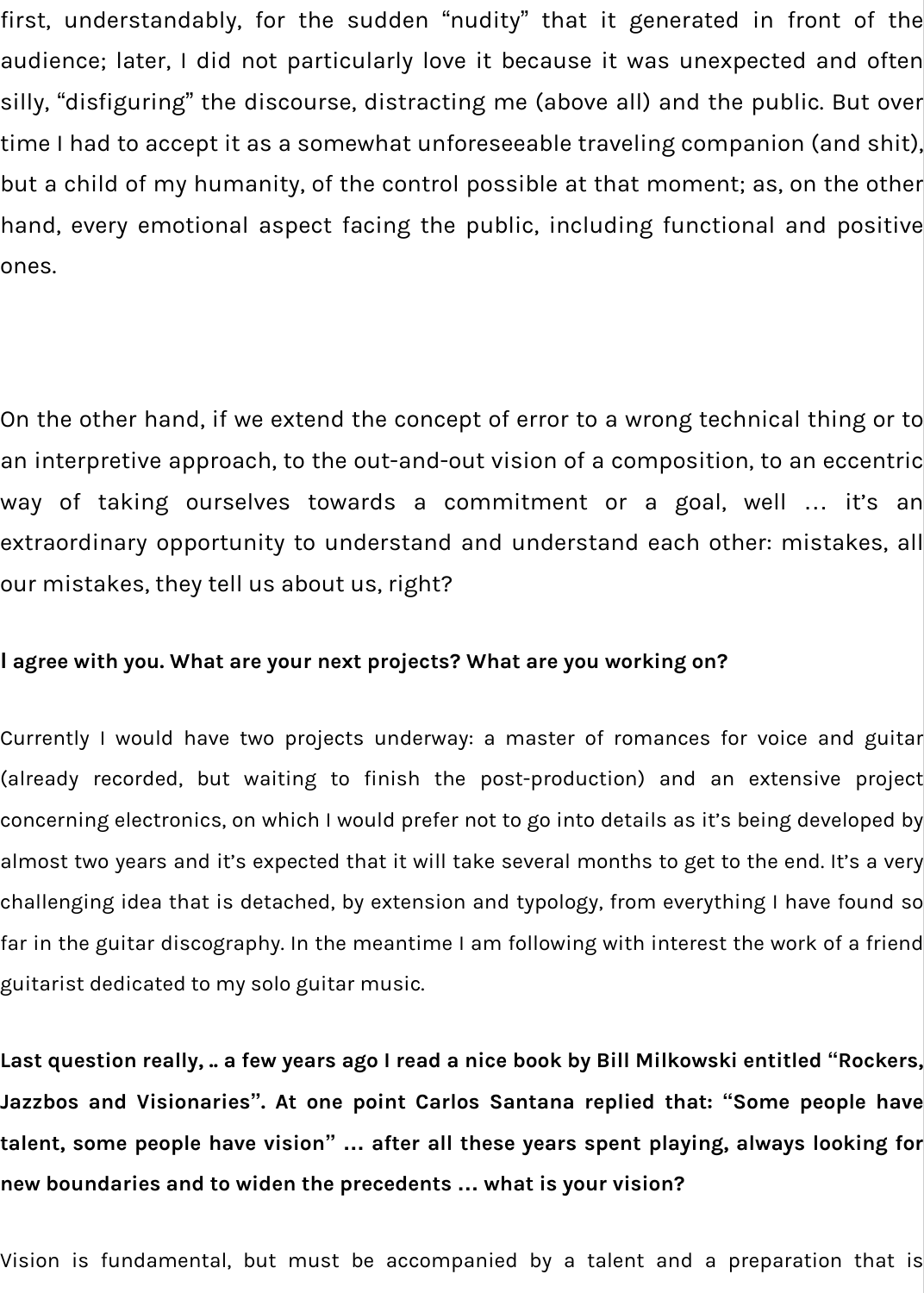first, understandably, for the sudden "nudity" that it generated in front of the audience; later, I did not particularly love it because it was unexpected and often silly, "disfiguring" the discourse, distracting me (above all) and the public. But over time I had to accept it as a somewhat unforeseeable traveling companion (and shit), but a child of my humanity, of the control possible at that moment; as, on the other hand, every emotional aspect facing the public, including functional and positive ones.

On the other hand, if we extend the concept of error to a wrong technical thing or to an interpretive approach, to the out-and-out vision of a composition, to an eccentric way of taking ourselves towards a commitment or a goal, well … it's an extraordinary opportunity to understand and understand each other: mistakes, all our mistakes, they tell us about us, right?

**I agree with you. What are your next projects? What are you working on?**

Currently I would have two projects underway: a master of romances for voice and guitar (already recorded, but waiting to finish the post-production) and an extensive project concerning electronics, on which I would prefer not to go into details as it's being developed by almost two years and it's expected that it will take several months to get to the end. It's a very challenging idea that is detached, by extension and typology, from everything I have found so far in the guitar discography. In the meantime I am following with interest the work of a friend guitarist dedicated to my solo guitar music.

**Last question really, .. a few years ago I read a nice book by Bill Milkowski entitled "Rockers, Jazzbos and Visionaries". At one point Carlos Santana replied that: "Some people have talent, some people have vision" … after all these years spent playing, always looking for new boundaries and to widen the precedents … what is your vision?**

Vision is fundamental, but must be accompanied by a talent and a preparation that is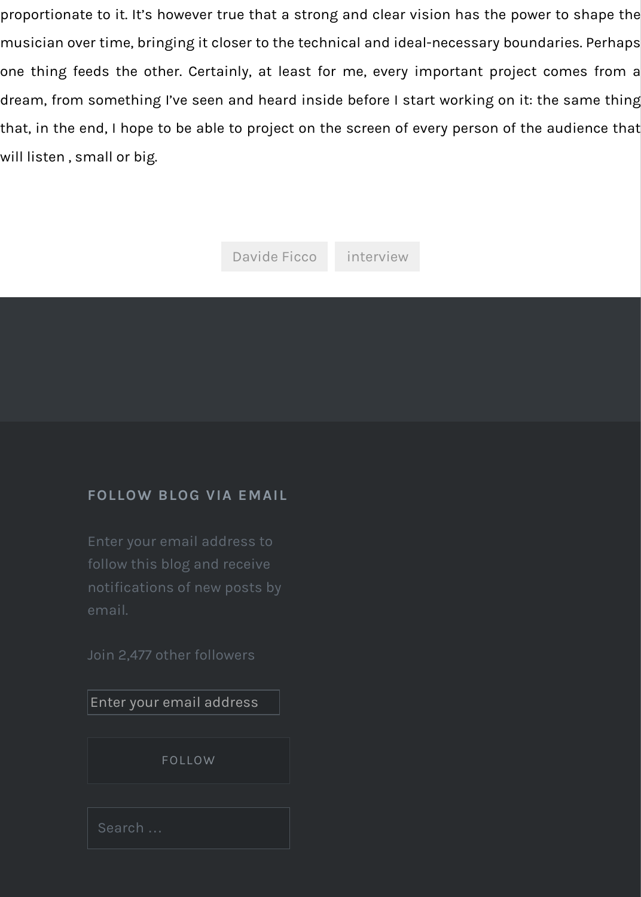proportionate to it. It's however true that a strong and clear vision has the power to shape the musician over time, bringing it closer to the technical and ideal-necessary boundaries. Perhaps one thing feeds the other. Certainly, at least for me, every important project comes from a dream, from something I've seen and heard inside before I start working on it: the same thing that, in the end, I hope to be able to project on the screen of every person of the audience that will listen , small or big.

Davide Ficco interview

## FOLLOW BLOG VIA EMAIL

Enter your email address to follow this blog and receive notifications of new posts by email.

Join 2,477 other followers

Enter your email address

FOLLOW

Search …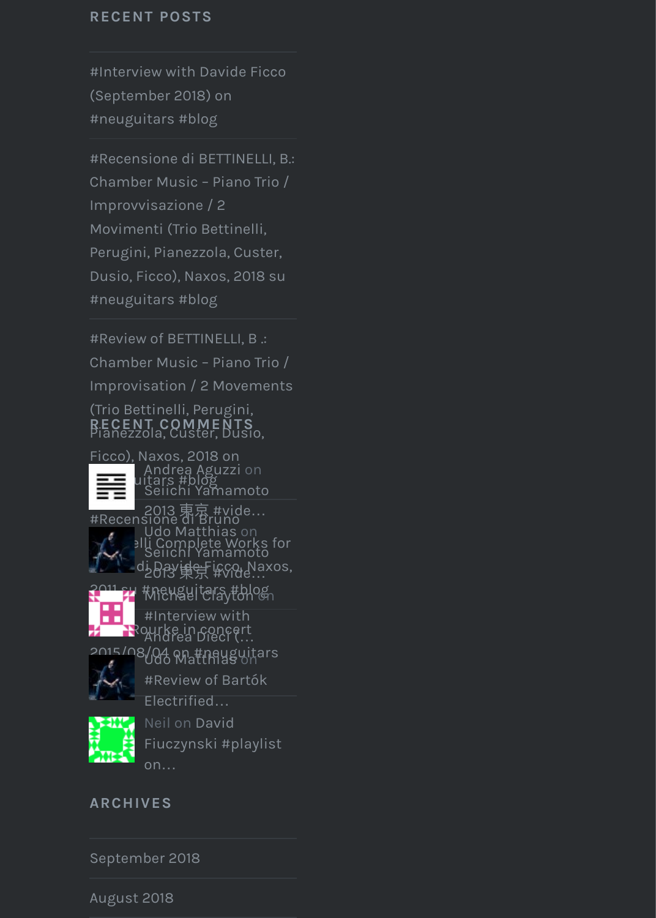## RECENT POSTS

#Interview with Davide Ficco (September 2018) on #neuguitars #blog

#Recensione di BETTINELLI, B.: Chamber Music – Piano Trio / Improvvisazione / 2 Movimenti (Trio Bettinelli, Perugini, Pianezzola, Custer, Dusio, Ficco), Naxos, 2018 su #neuguitars #blog

#Review of BETTINELLI, B .: Chamber Music – Piano Trio / Improvisation / 2 Movements (Trio Bettinelli, Perugini, Pianezzola, Custer, Dusio, Ficco), Naxos, 2018 on #neuguitars #blog

#Recensione di Bruno ...elli Complete Works for ... di Davide Ficco, Naxos, 2011 su #neuguitars #blog

...Rourke in concert 2015/08/04 on #neuguitars

## RECENT COMMENTS

Andrea Aguzzi on Seiichi Yamamoto 2013 東京 #vide…

Udo Matthias on Seiichi Yamamoto 2013 東京 #vide…

Michael Clayton on #Interview with Andrea Dieci (…

Udo Matthias on #Review of Bartók Electrified…

Neil on David Fiuczynski #playlist on…

## ARCHIVES

September 2018

August 2018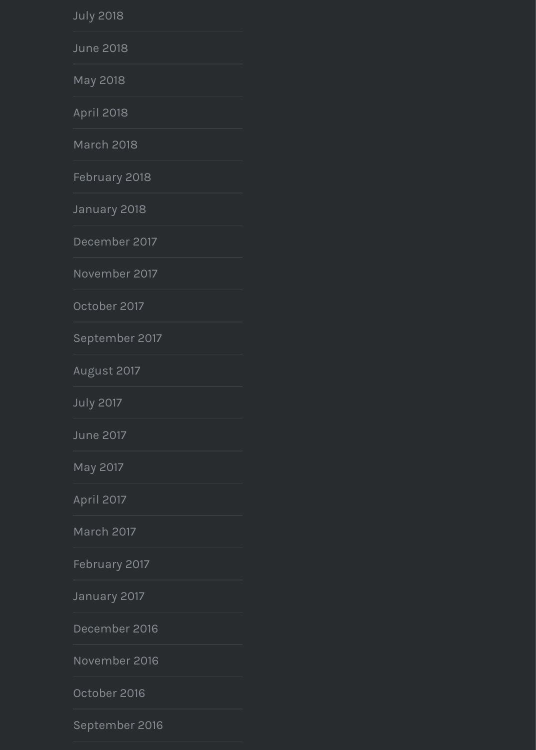July 2018

June 2018

May 2018

April 2018

March 2018

February 2018

January 2018

December 2017

November 2017

October 2017

September 2017

August 2017

July 2017

June 2017

May 2017

April 2017

March 2017

February 2017

January 2017

December 2016

November 2016

October 2016

September 2016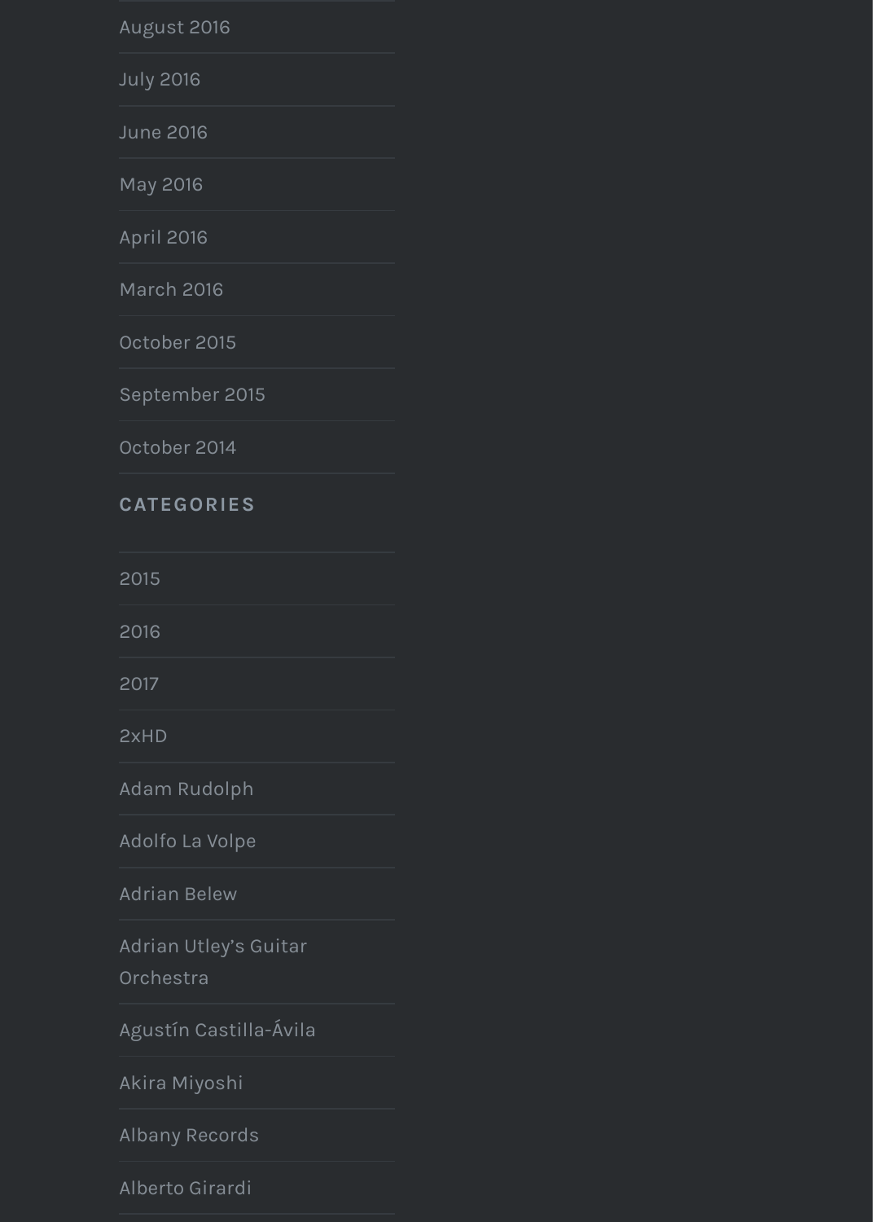- August 2016
- July 2016
- June 2016
- May 2016
- April 2016
- March 2016
- October 2015
- September 2015
- October 2014

## CATEGORIES

- 2015
- 2016
- 2017
- 2xHD
- Adam Rudolph
- Adolfo La Volpe
- Adrian Belew
- Adrian Utley's Guitar Orchestra
- Agustín Castilla-Ávila
- Akira Miyoshi
- Albany Records
- Alberto Girardi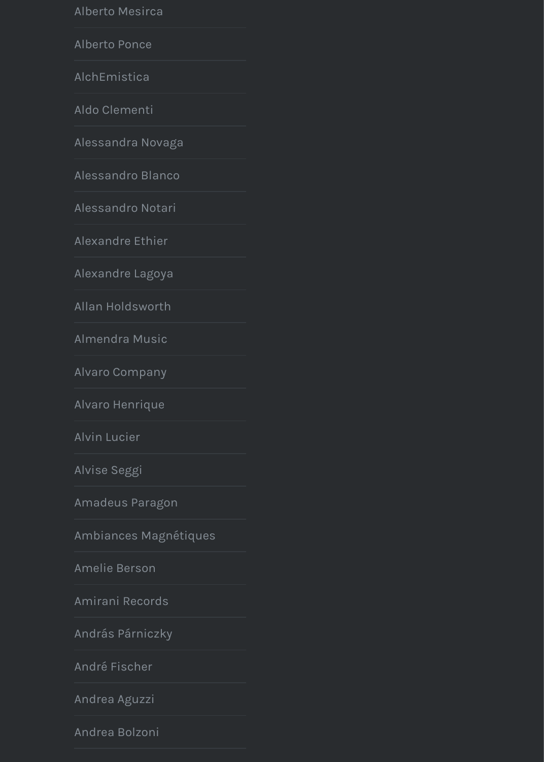Alberto Mesirca

Alberto Ponce

AlchEmistica

Aldo Clementi

Alessandra Novaga

Alessandro Blanco

Alessandro Notari

Alexandre Ethier

Alexandre Lagoya

Allan Holdsworth

Almendra Music

Alvaro Company

Alvaro Henrique

Alvin Lucier

Alvise Seggi

Amadeus Paragon

Ambiances Magnétiques

Amelie Berson

Amirani Records

András Párniczky

André Fischer

Andrea Aguzzi

Andrea Bolzoni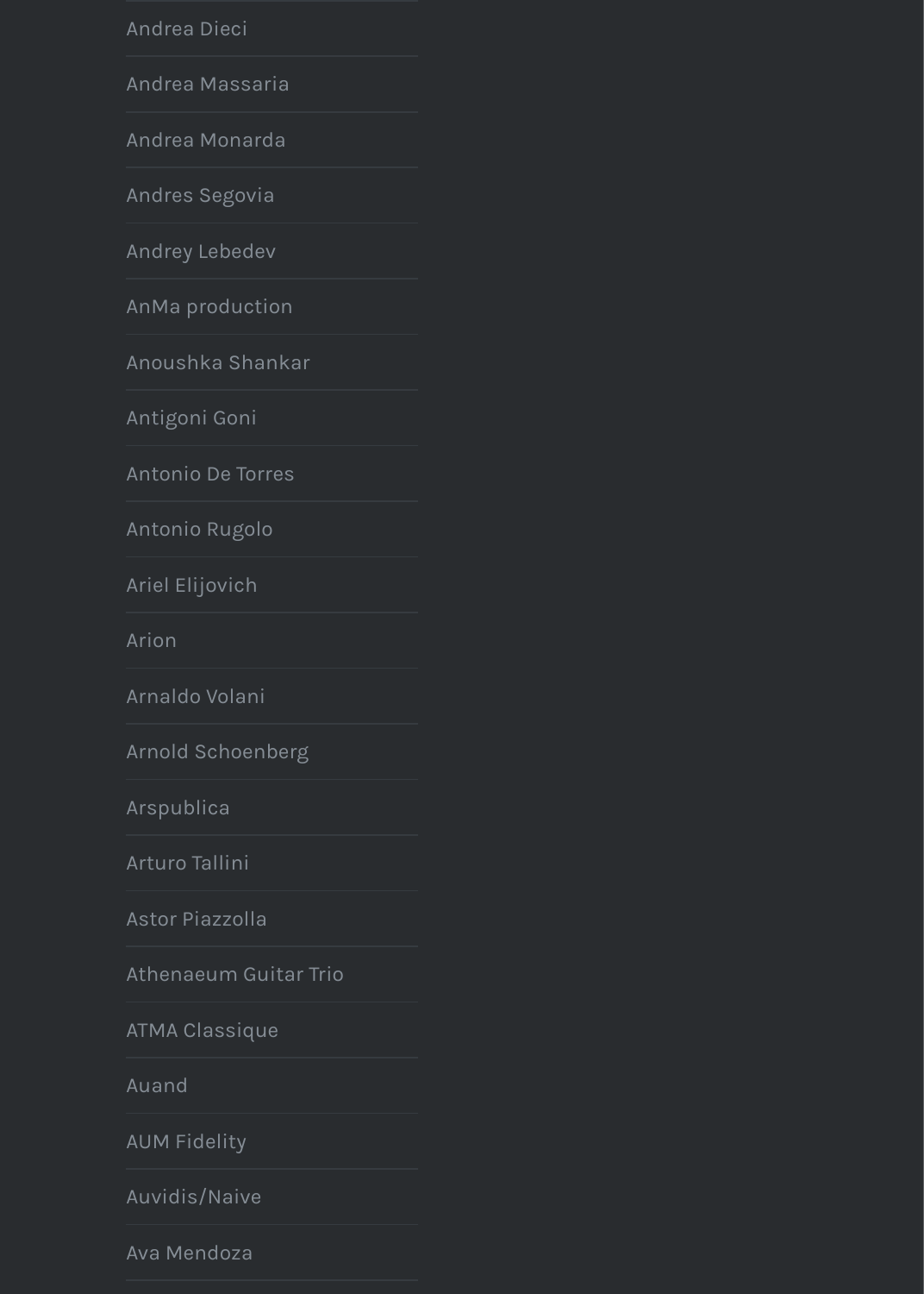- Andrea Dieci
- Andrea Massaria
- Andrea Monarda
- Andres Segovia
- Andrey Lebedev
- AnMa production
- Anoushka Shankar
- Antigoni Goni
- Antonio De Torres
- Antonio Rugolo
- Ariel Elijovich
- Arion
- Arnaldo Volani
- Arnold Schoenberg
- Arspublica
- Arturo Tallini
- Astor Piazzolla
- Athenaeum Guitar Trio
- ATMA Classique
- Auand
- AUM Fidelity
- Auvidis/Naive
- Ava Mendoza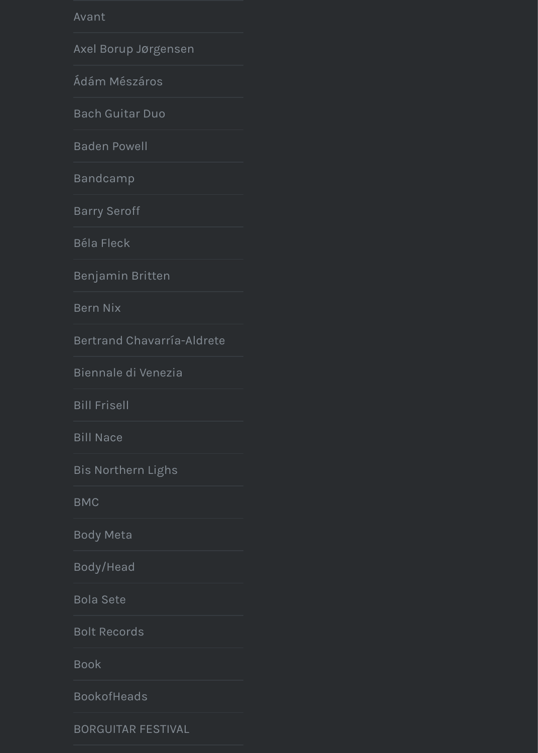- Avant
- Axel Borup Jørgensen
- Ádám Mészáros
- Bach Guitar Duo
- Baden Powell
- Bandcamp
- Barry Seroff
- Béla Fleck
- Benjamin Britten
- Bern Nix
- Bertrand Chavarría-Aldrete
- Biennale di Venezia
- Bill Frisell
- Bill Nace
- Bis Northern Lighs
- BMC
- Body Meta
- Body/Head
- Bola Sete
- Bolt Records
- Book
- BookofHeads
- BORGUITAR FESTIVAL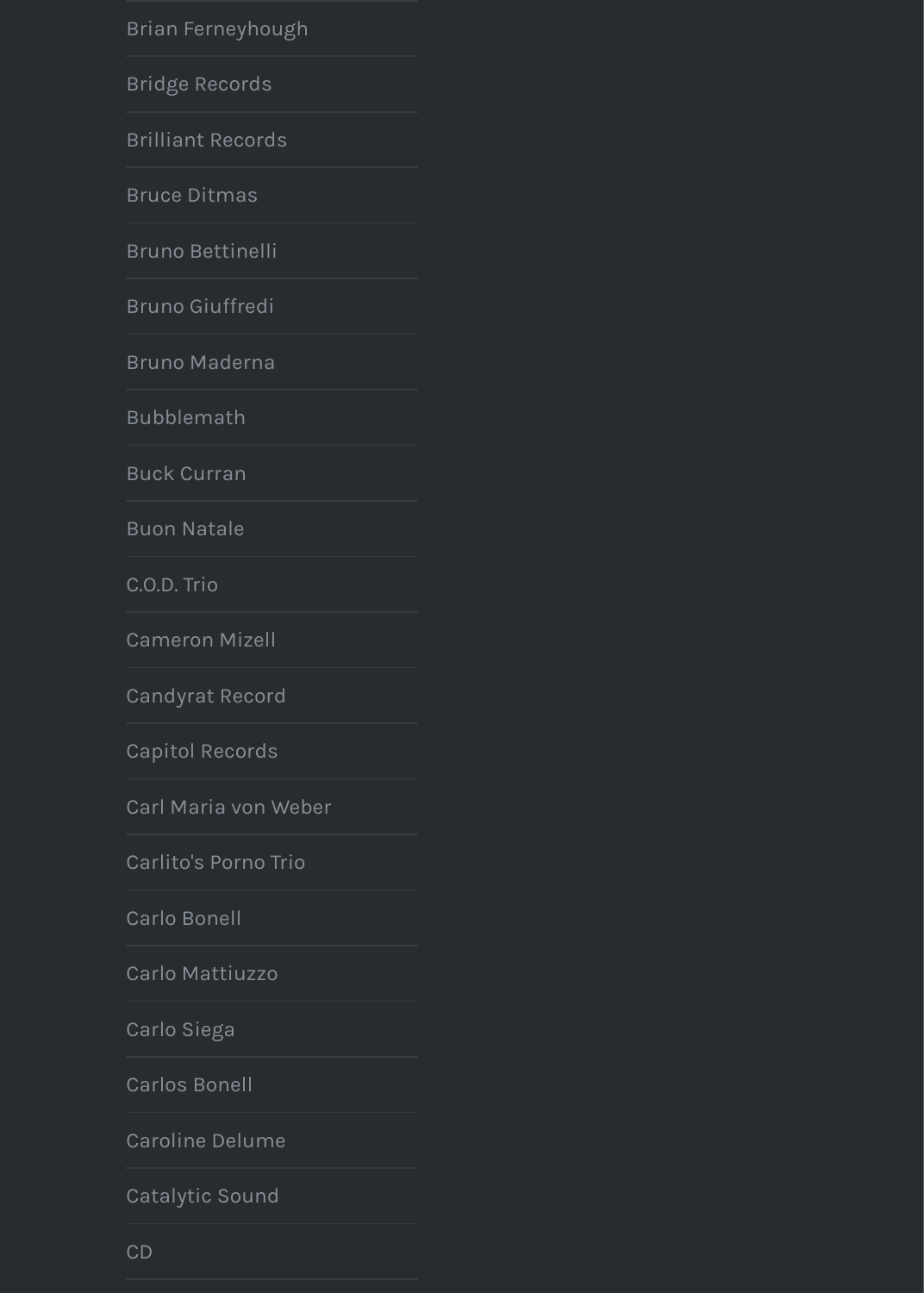- Brian Ferneyhough
- Bridge Records
- Brilliant Records
- Bruce Ditmas
- Bruno Bettinelli
- Bruno Giuffredi
- Bruno Maderna
- Bubblemath
- Buck Curran
- Buon Natale
- C.O.D. Trio
- Cameron Mizell
- Candyrat Record
- Capitol Records
- Carl Maria von Weber
- Carlito's Porno Trio
- Carlo Bonell
- Carlo Mattiuzzo
- Carlo Siega
- Carlos Bonell
- Caroline Delume
- Catalytic Sound
- CD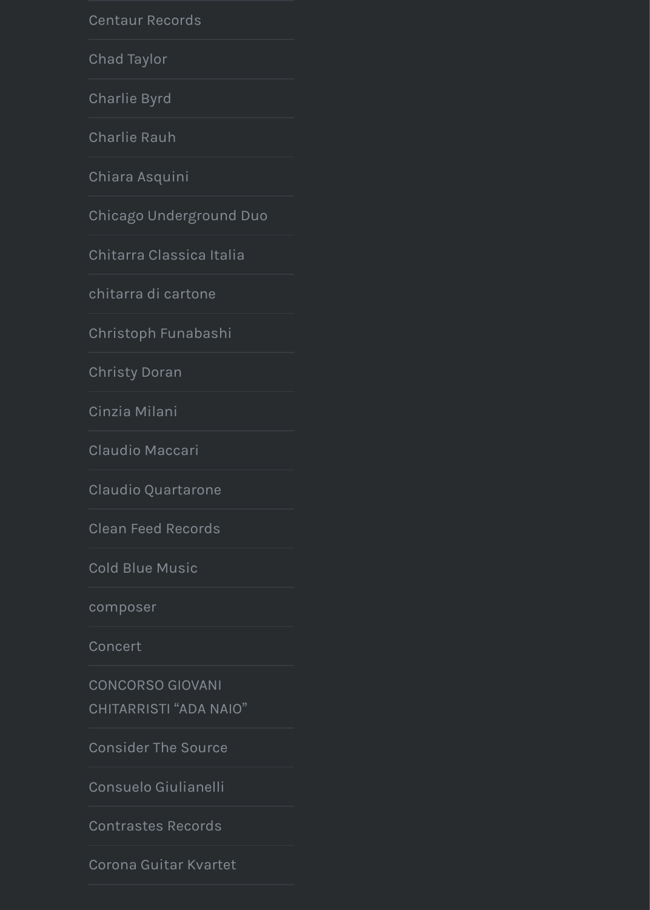- Centaur Records
- Chad Taylor
- Charlie Byrd
- Charlie Rauh
- Chiara Asquini
- Chicago Underground Duo
- Chitarra Classica Italia
- chitarra di cartone
- Christoph Funabashi
- Christy Doran
- Cinzia Milani
- Claudio Maccari
- Claudio Quartarone
- Clean Feed Records
- Cold Blue Music
- composer
- Concert
- CONCORSO GIOVANI CHITARRISTI "ADA NAIO"
- Consider The Source
- Consuelo Giulianelli
- Contrastes Records
- Corona Guitar Kvartet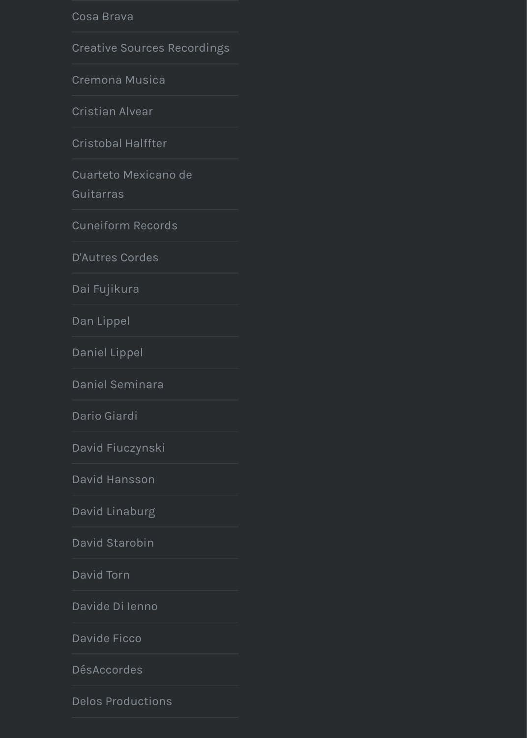- Cosa Brava
- Creative Sources Recordings
- Cremona Musica
- Cristian Alvear
- Cristobal Halffter
- Cuarteto Mexicano de Guitarras
- Cuneiform Records
- D'Autres Cordes
- Dai Fujikura
- Dan Lippel
- Daniel Lippel
- Daniel Seminara
- Dario Giardi
- David Fiuczynski
- David Hansson
- David Linaburg
- David Starobin
- David Torn
- Davide Di Ienno
- Davide Ficco
- DésAccordes
- Delos Productions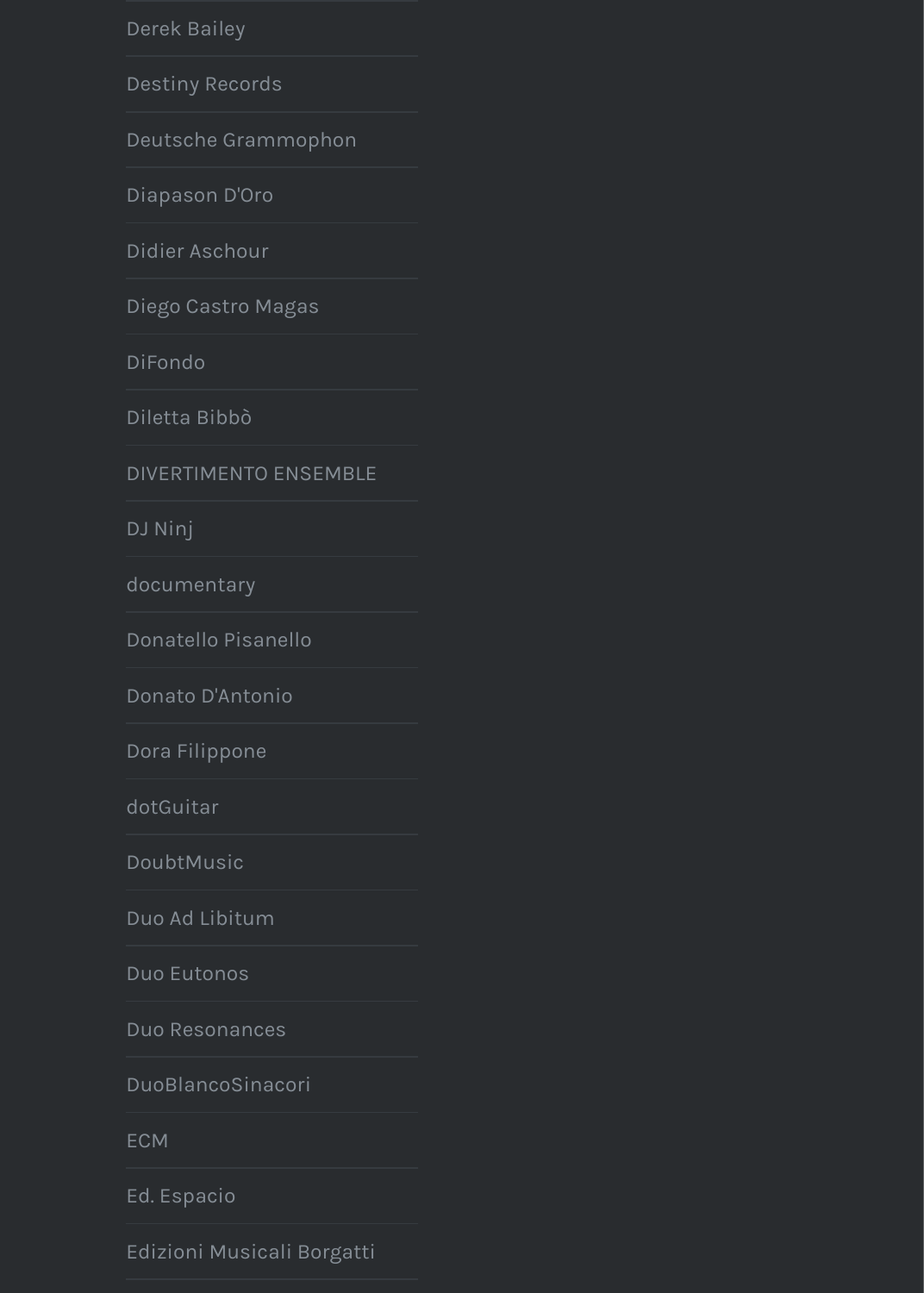- Derek Bailey
- Destiny Records
- Deutsche Grammophon
- Diapason D'Oro
- Didier Aschour
- Diego Castro Magas
- DiFondo
- Diletta Bibbò
- DIVERTIMENTO ENSEMBLE
- DJ Ninj
- documentary
- Donatello Pisanello
- Donato D'Antonio
- Dora Filippone
- dotGuitar
- DoubtMusic
- Duo Ad Libitum
- Duo Eutonos
- Duo Resonances
- DuoBlancoSinacori
- ECM
- Ed. Espacio
- Edizioni Musicali Borgatti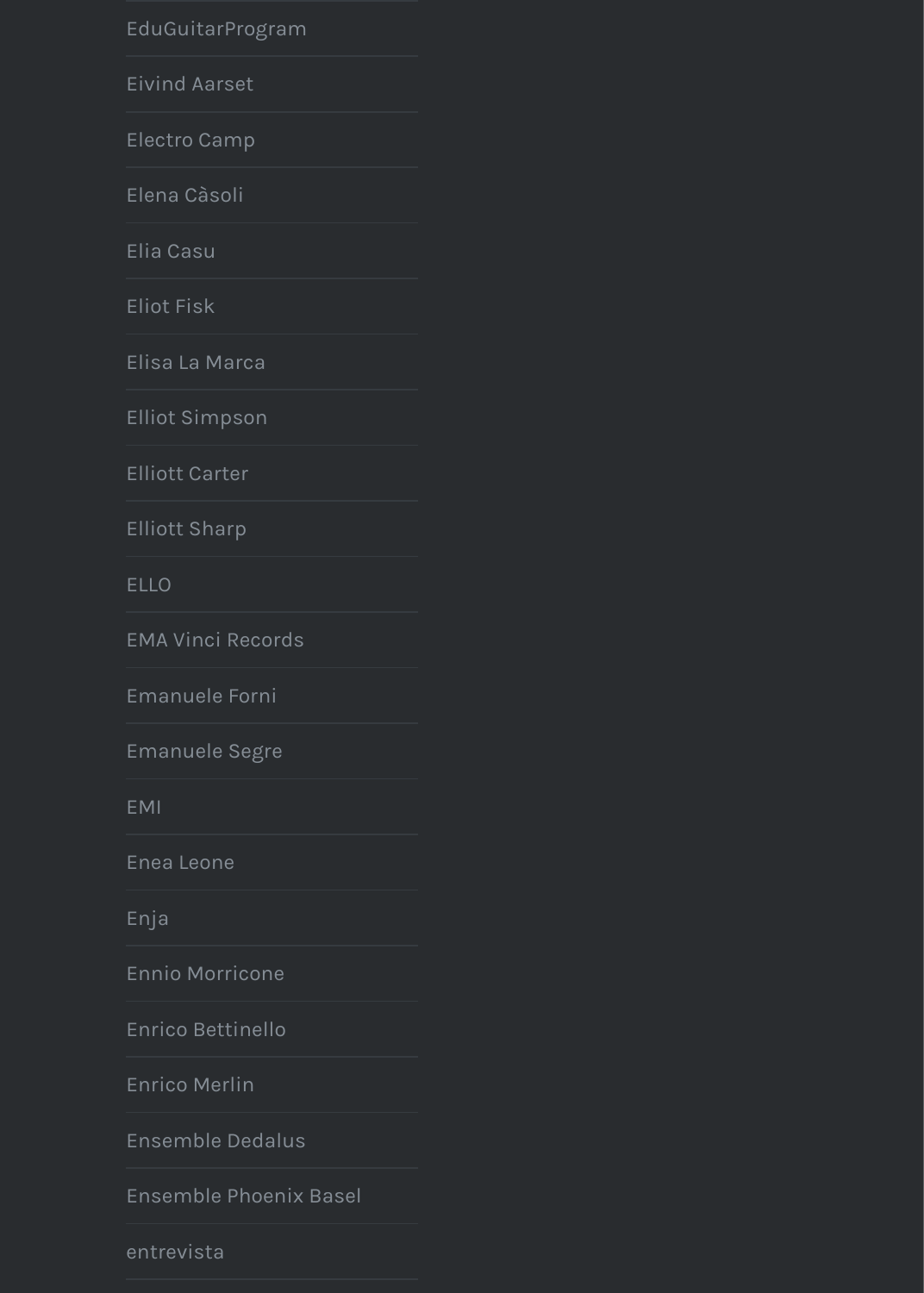- EduGuitarProgram
- Eivind Aarset
- Electro Camp
- Elena Càsoli
- Elia Casu
- Eliot Fisk
- Elisa La Marca
- Elliot Simpson
- Elliott Carter
- Elliott Sharp
- ELLO
- EMA Vinci Records
- Emanuele Forni
- Emanuele Segre
- EMI
- Enea Leone
- Enja
- Ennio Morricone
- Enrico Bettinello
- Enrico Merlin
- Ensemble Dedalus
- Ensemble Phoenix Basel
- entrevista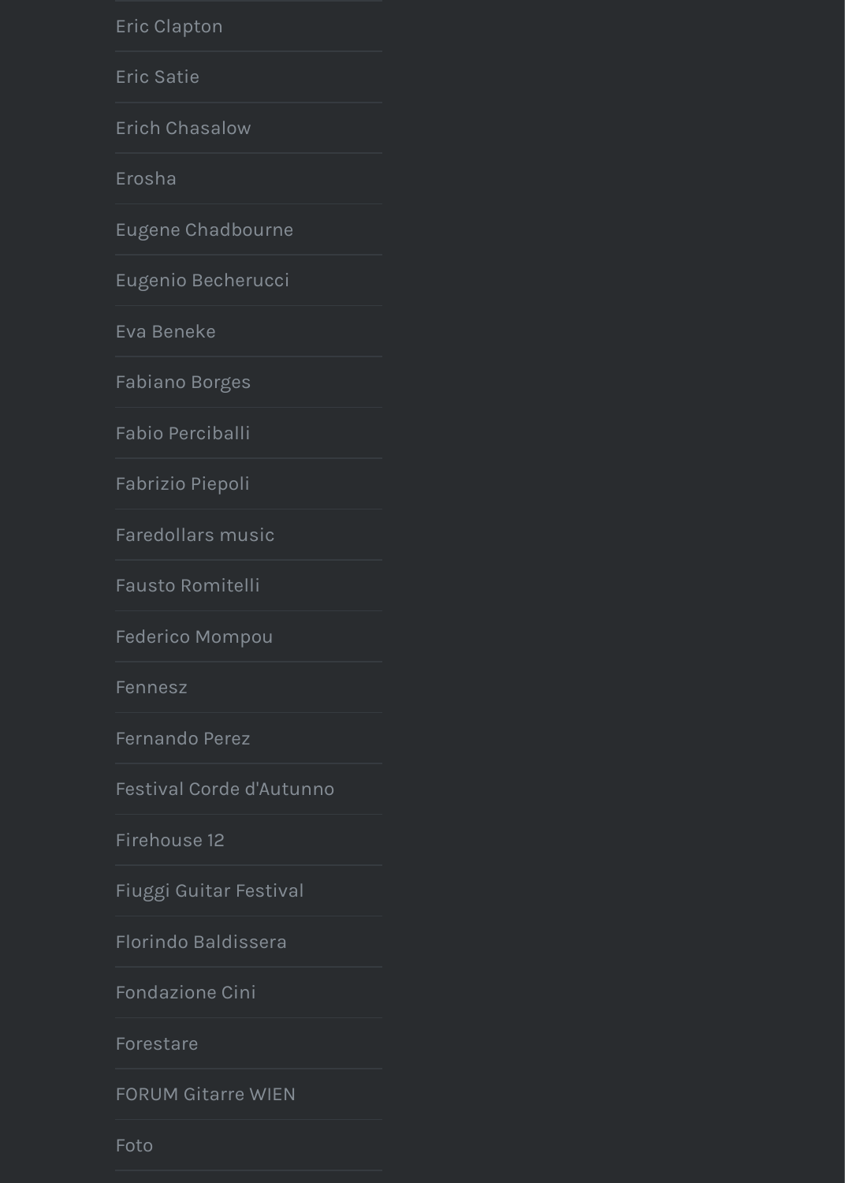- Eric Clapton
- Eric Satie
- Erich Chasalow
- Erosha
- Eugene Chadbourne
- Eugenio Becherucci
- Eva Beneke
- Fabiano Borges
- Fabio Perciballi
- Fabrizio Piepoli
- Faredollars music
- Fausto Romitelli
- Federico Mompou
- Fennesz
- Fernando Perez
- Festival Corde d'Autunno
- Firehouse 12
- Fiuggi Guitar Festival
- Florindo Baldissera
- Fondazione Cini
- Forestare
- FORUM Gitarre WIEN
- Foto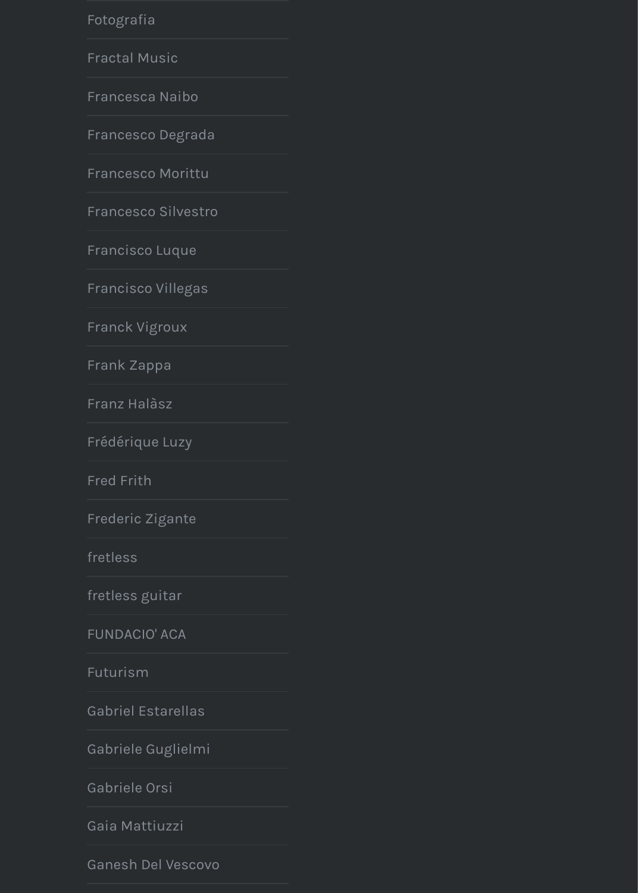- Fotografia
- Fractal Music
- Francesca Naibo
- Francesco Degrada
- Francesco Morittu
- Francesco Silvestro
- Francisco Luque
- Francisco Villegas
- Franck Vigroux
- Frank Zappa
- Franz Halàsz
- Frédérique Luzy
- Fred Frith
- Frederic Zigante
- fretless
- fretless guitar
- FUNDACIO' ACA
- Futurism
- Gabriel Estarellas
- Gabriele Guglielmi
- Gabriele Orsi
- Gaia Mattiuzzi
- Ganesh Del Vescovo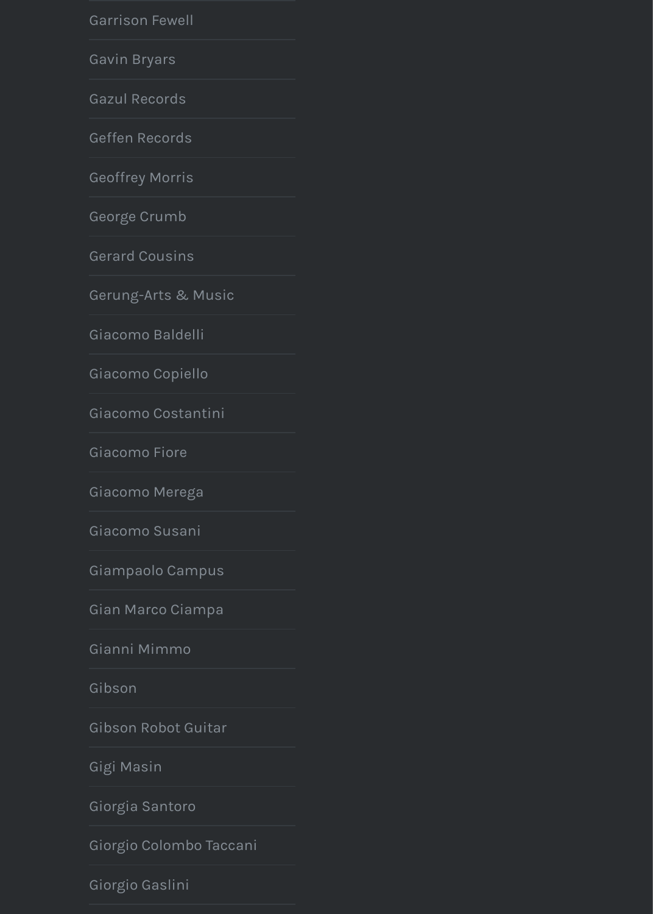- Garrison Fewell
- Gavin Bryars
- Gazul Records
- Geffen Records
- Geoffrey Morris
- George Crumb
- Gerard Cousins
- Gerung-Arts & Music
- Giacomo Baldelli
- Giacomo Copiello
- Giacomo Costantini
- Giacomo Fiore
- Giacomo Merega
- Giacomo Susani
- Giampaolo Campus
- Gian Marco Ciampa
- Gianni Mimmo
- Gibson
- Gibson Robot Guitar
- Gigi Masin
- Giorgia Santoro
- Giorgio Colombo Taccani
- Giorgio Gaslini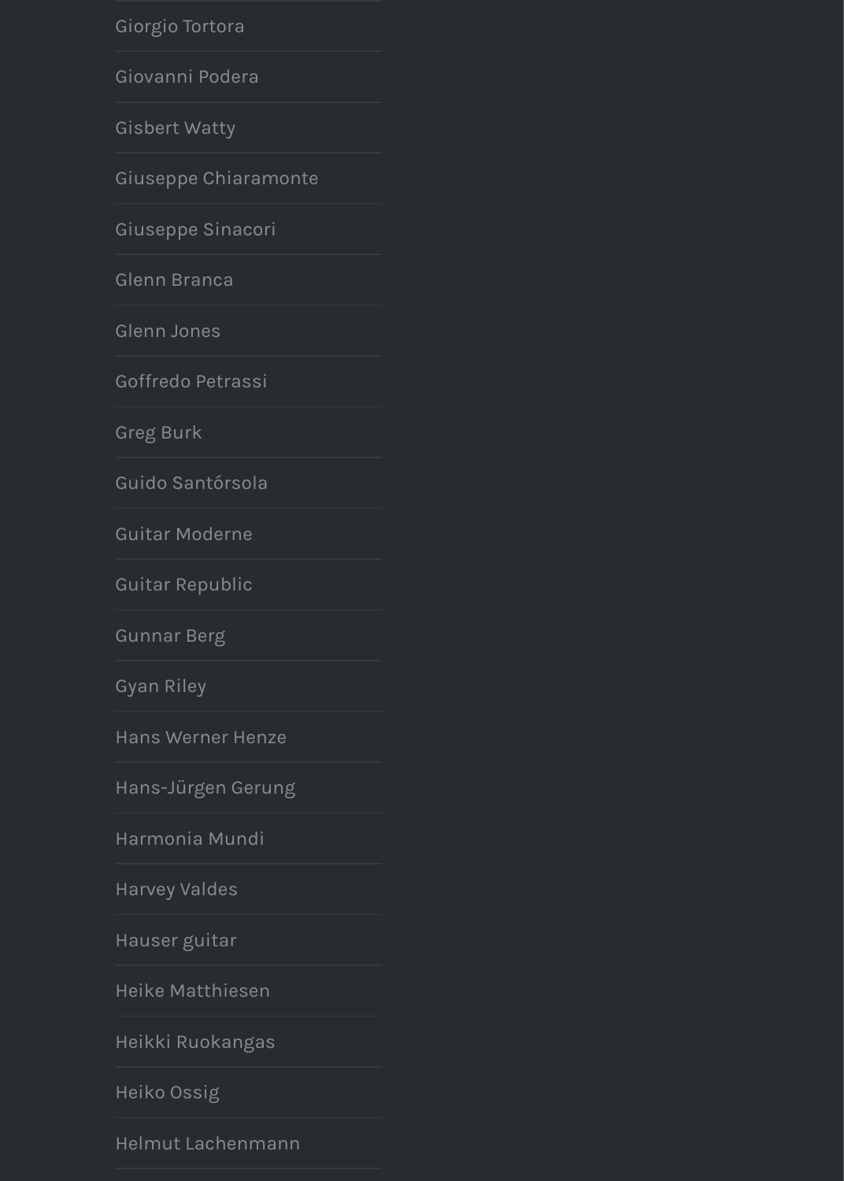- Giorgio Tortora
- Giovanni Podera
- Gisbert Watty
- Giuseppe Chiaramonte
- Giuseppe Sinacori
- Glenn Branca
- Glenn Jones
- Goffredo Petrassi
- Greg Burk
- Guido Santórsola
- Guitar Moderne
- Guitar Republic
- Gunnar Berg
- Gyan Riley
- Hans Werner Henze
- Hans-Jürgen Gerung
- Harmonia Mundi
- Harvey Valdes
- Hauser guitar
- Heike Matthiesen
- Heikki Ruokangas
- Heiko Ossig
- Helmut Lachenmann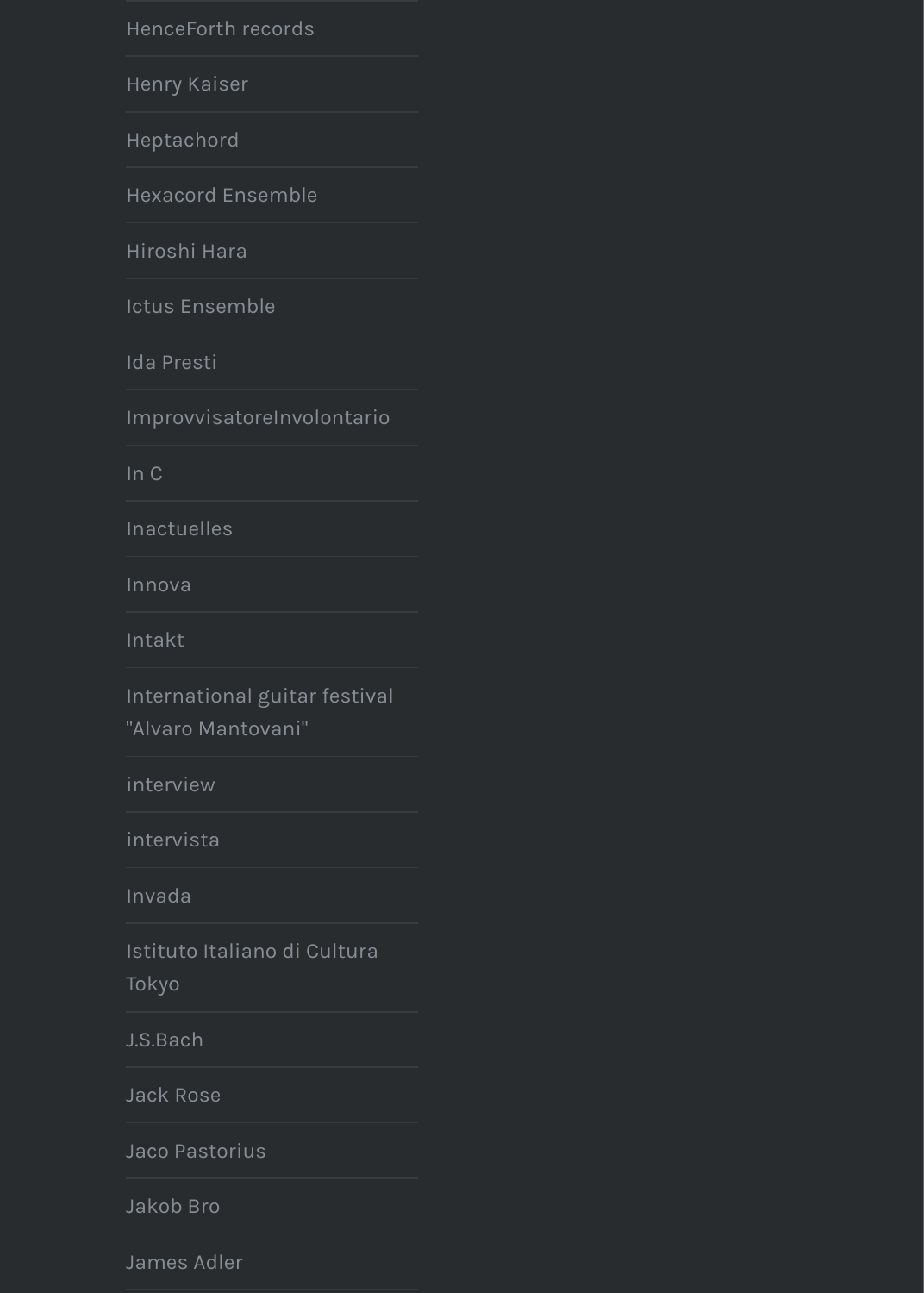- HenceForth records
- Henry Kaiser
- Heptachord
- Hexacord Ensemble
- Hiroshi Hara
- Ictus Ensemble
- Ida Presti
- ImprovvisatoreInvolontario
- In C
- Inactuelles
- Innova
- Intakt
- International guitar festival "Alvaro Mantovani"
- interview
- intervista
- Invada
- Istituto Italiano di Cultura Tokyo
- J.S.Bach
- Jack Rose
- Jaco Pastorius
- Jakob Bro
- James Adler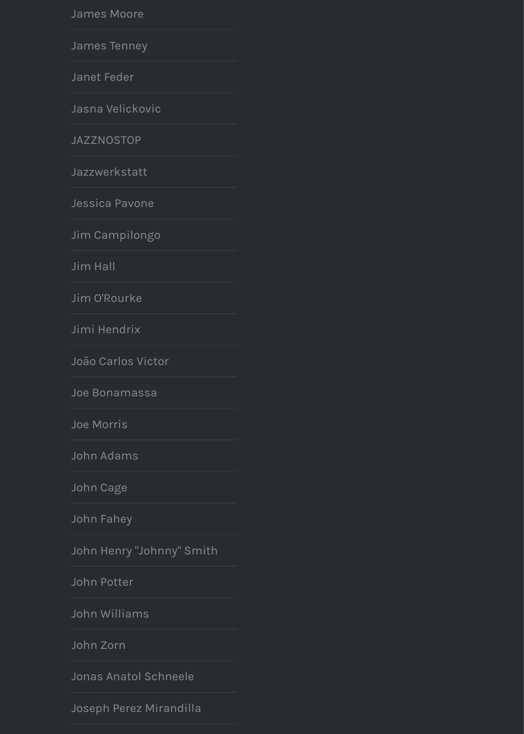James Moore

James Tenney

Janet Feder

Jasna Velickovic

JAZZNOSTOP

Jazzwerkstatt

Jessica Pavone

Jim Campilongo

Jim Hall

Jim O'Rourke

Jimi Hendrix

João Carlos Victor

Joe Bonamassa

Joe Morris

John Adams

John Cage

John Fahey

John Henry "Johnny" Smith

John Potter

John Williams

John Zorn

Jonas Anatol Schneele

Joseph Perez Mirandilla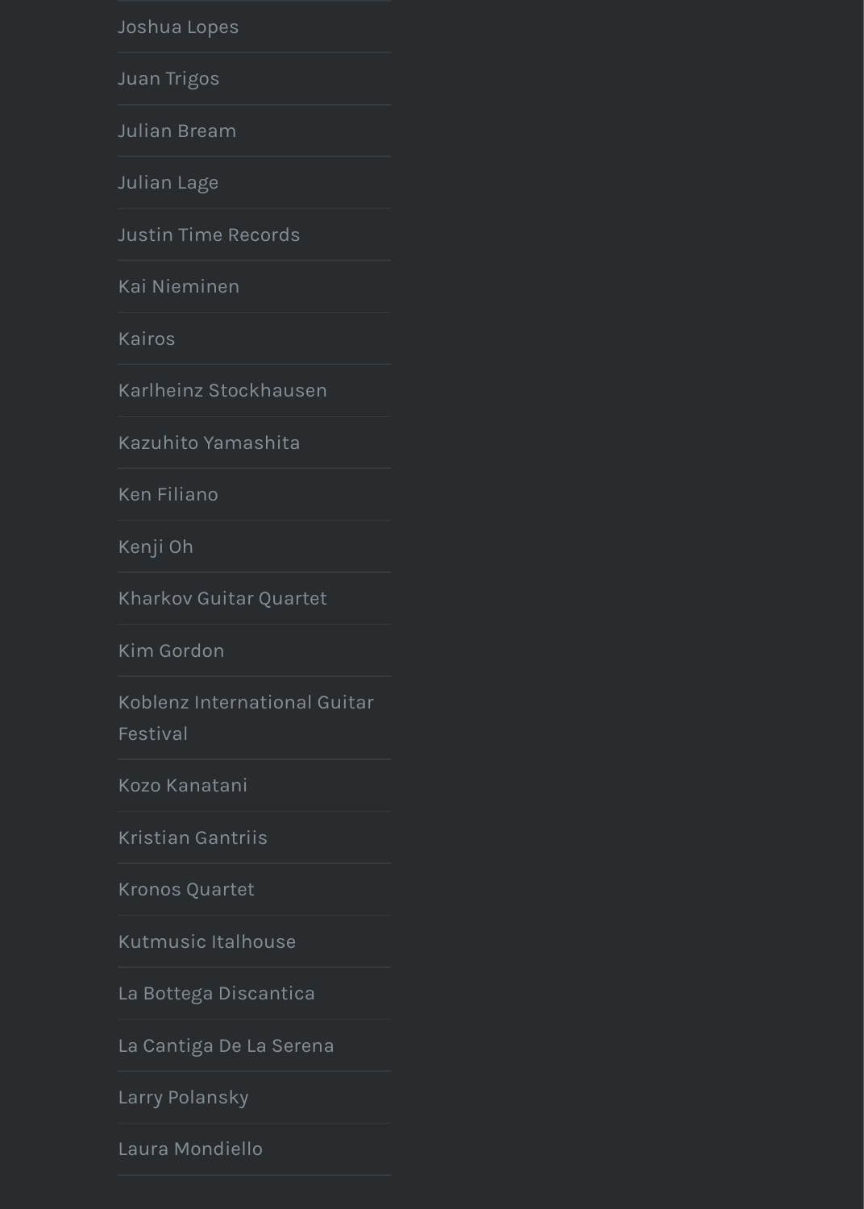- Joshua Lopes
- Juan Trigos
- Julian Bream
- Julian Lage
- Justin Time Records
- Kai Nieminen
- Kairos
- Karlheinz Stockhausen
- Kazuhito Yamashita
- Ken Filiano
- Kenji Oh
- Kharkov Guitar Quartet
- Kim Gordon
- Koblenz International Guitar Festival
- Kozo Kanatani
- Kristian Gantriis
- Kronos Quartet
- Kutmusic Italhouse
- La Bottega Discantica
- La Cantiga De La Serena
- Larry Polansky
- Laura Mondiello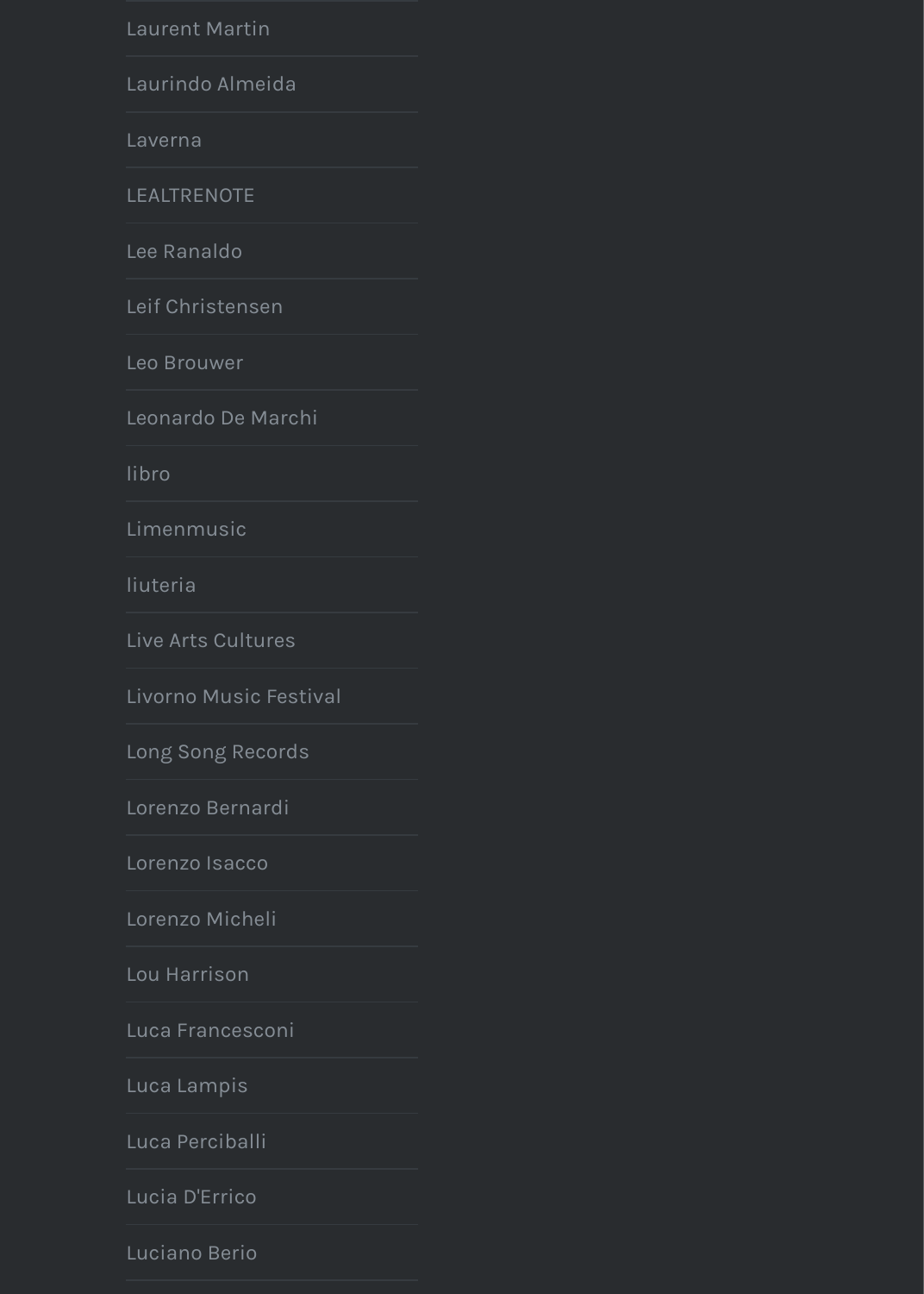- Laurent Martin
- Laurindo Almeida
- Laverna
- LEALTRENOTE
- Lee Ranaldo
- Leif Christensen
- Leo Brouwer
- Leonardo De Marchi
- libro
- Limenmusic
- liuteria
- Live Arts Cultures
- Livorno Music Festival
- Long Song Records
- Lorenzo Bernardi
- Lorenzo Isacco
- Lorenzo Micheli
- Lou Harrison
- Luca Francesconi
- Luca Lampis
- Luca Perciballi
- Lucia D'Errico
- Luciano Berio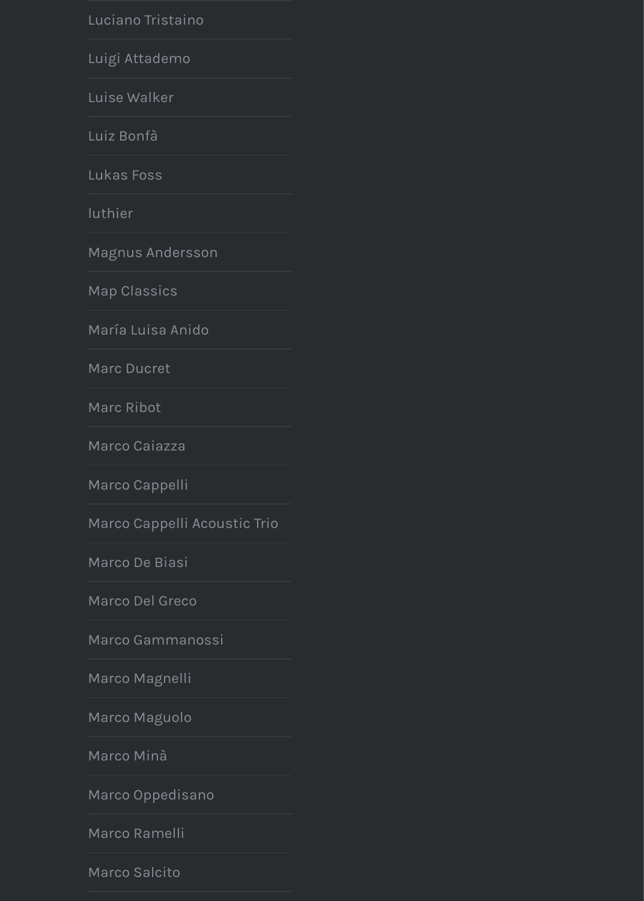Luciano Tristaino

Luigi Attademo

Luise Walker

Luiz Bonfà

Lukas Foss

luthier

Magnus Andersson

Map Classics

María Luisa Anido

Marc Ducret

Marc Ribot

Marco Caiazza

Marco Cappelli

Marco Cappelli Acoustic Trio

Marco De Biasi

Marco Del Greco

Marco Gammanossi

Marco Magnelli

Marco Maguolo

Marco Minà

Marco Oppedisano

Marco Ramelli

Marco Salcito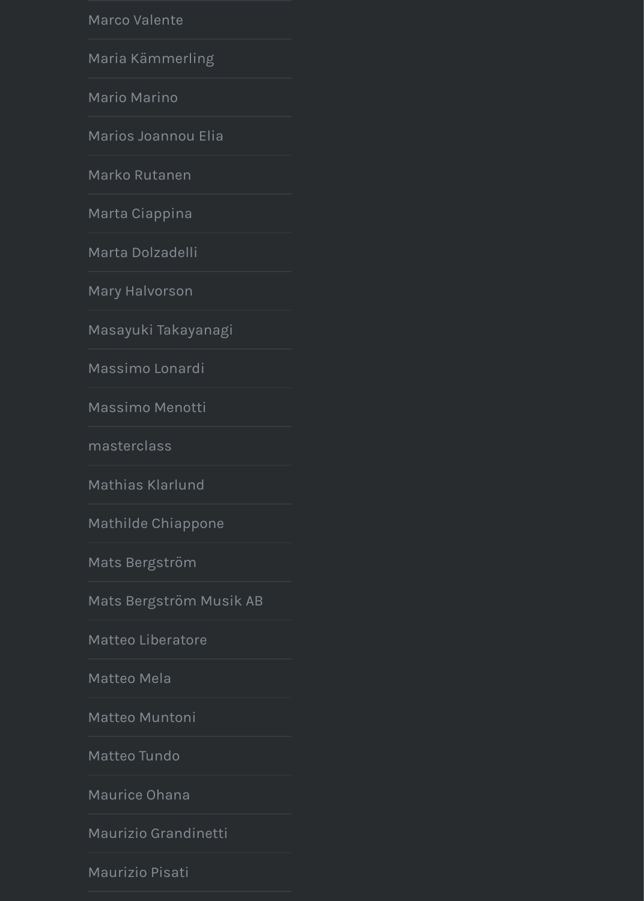- Marco Valente
- Maria Kämmerling
- Mario Marino
- Marios Joannou Elia
- Marko Rutanen
- Marta Ciappina
- Marta Dolzadelli
- Mary Halvorson
- Masayuki Takayanagi
- Massimo Lonardi
- Massimo Menotti
- masterclass
- Mathias Klarlund
- Mathilde Chiappone
- Mats Bergström
- Mats Bergström Musik AB
- Matteo Liberatore
- Matteo Mela
- Matteo Muntoni
- Matteo Tundo
- Maurice Ohana
- Maurizio Grandinetti
- Maurizio Pisati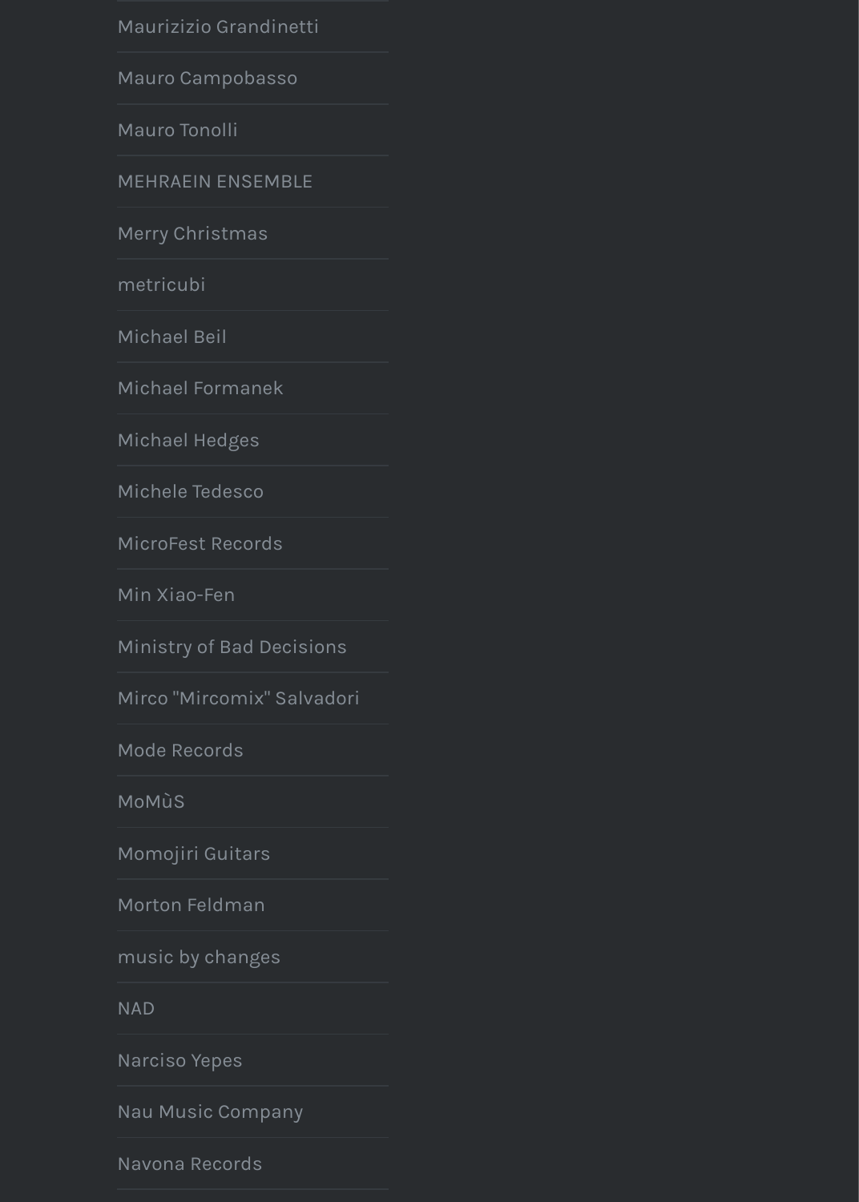- Maurizio Grandinetti
- Mauro Campobasso
- Mauro Tonolli
- MEHRAEIN ENSEMBLE
- Merry Christmas
- metricubi
- Michael Beil
- Michael Formanek
- Michael Hedges
- Michele Tedesco
- MicroFest Records
- Min Xiao-Fen
- Ministry of Bad Decisions
- Mirco "Mircomix" Salvadori
- Mode Records
- MoMùS
- Momojiri Guitars
- Morton Feldman
- music by changes
- NAD
- Narciso Yepes
- Nau Music Company
- Navona Records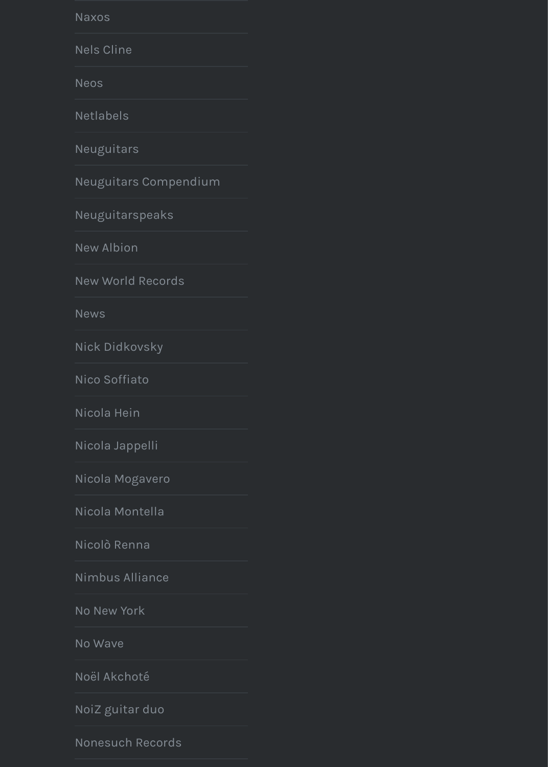Naxos

Nels Cline

Neos

Netlabels

Neuguitars

Neuguitars Compendium

Neuguitarspeaks

New Albion

New World Records

News

Nick Didkovsky

Nico Soffiato

Nicola Hein

Nicola Jappelli

Nicola Mogavero

Nicola Montella

Nicolò Renna

Nimbus Alliance

No New York

No Wave

Noël Akchoté

NoiZ guitar duo

Nonesuch Records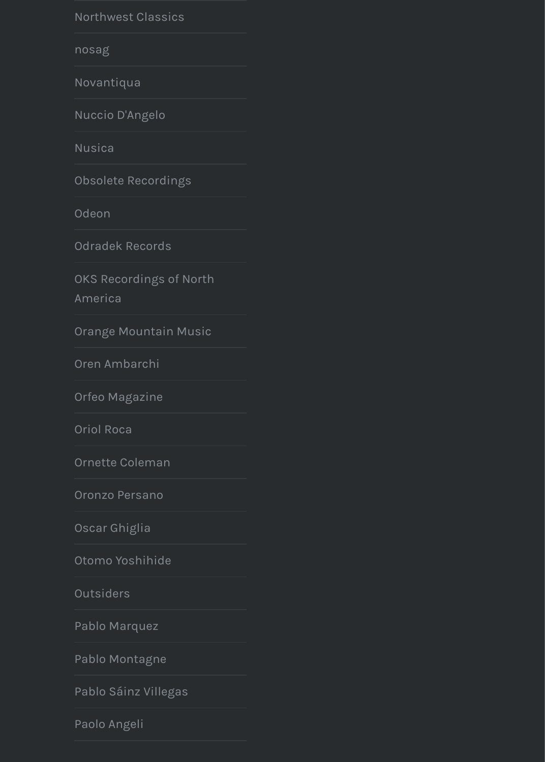- Northwest Classics
- nosag
- Novantiqua
- Nuccio D'Angelo
- Nusica
- Obsolete Recordings
- Odeon
- Odradek Records
- OKS Recordings of North America
- Orange Mountain Music
- Oren Ambarchi
- Orfeo Magazine
- Oriol Roca
- Ornette Coleman
- Oronzo Persano
- Oscar Ghiglia
- Otomo Yoshihide
- Outsiders
- Pablo Marquez
- Pablo Montagne
- Pablo Sáinz Villegas
- Paolo Angeli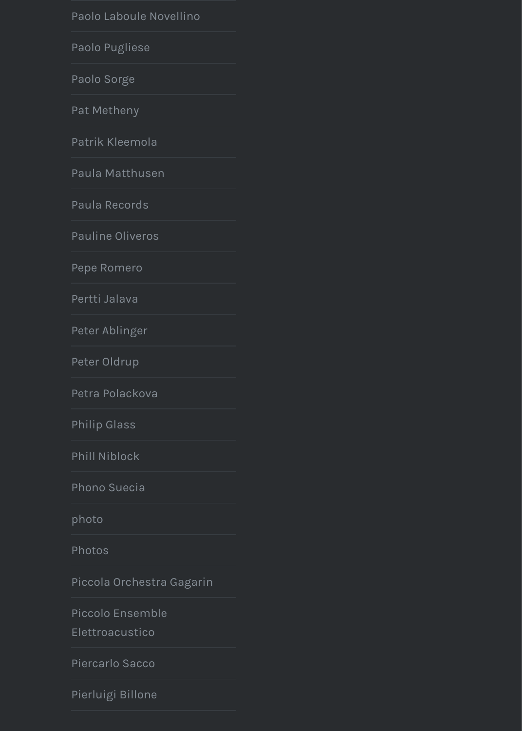- Paolo Laboule Novellino
- Paolo Pugliese
- Paolo Sorge
- Pat Metheny
- Patrik Kleemola
- Paula Matthusen
- Paula Records
- Pauline Oliveros
- Pepe Romero
- Pertti Jalava
- Peter Ablinger
- Peter Oldrup
- Petra Polackova
- Philip Glass
- Phill Niblock
- Phono Suecia
- photo
- Photos
- Piccola Orchestra Gagarin
- Piccolo Ensemble Elettroacustico
- Piercarlo Sacco
- Pierluigi Billone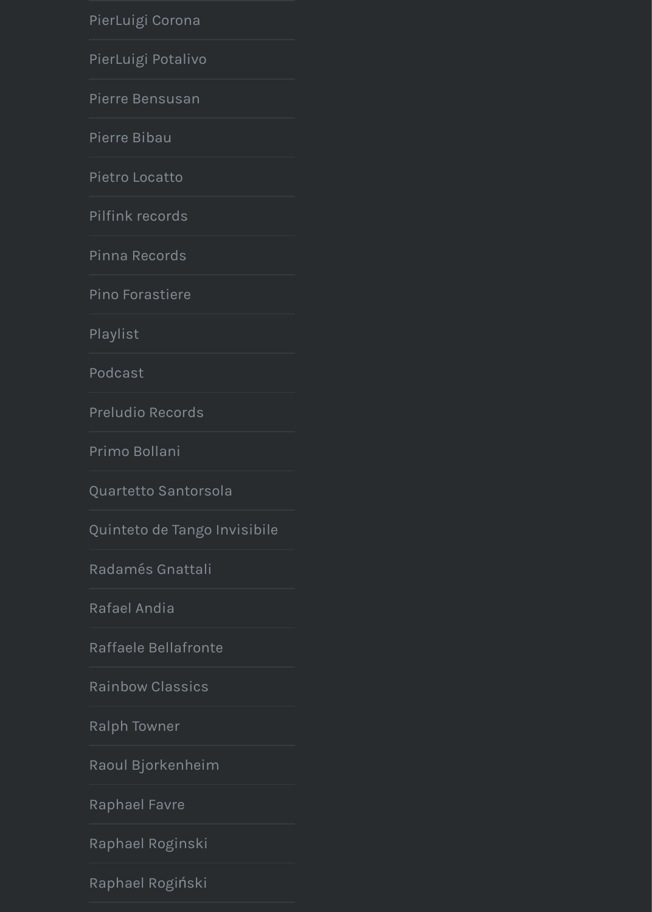- PierLuigi Corona
- PierLuigi Potalivo
- Pierre Bensusan
- Pierre Bibau
- Pietro Locatto
- Pilfink records
- Pinna Records
- Pino Forastiere
- Playlist
- Podcast
- Preludio Records
- Primo Bollani
- Quartetto Santorsola
- Quinteto de Tango Invisibile
- Radamés Gnattali
- Rafael Andia
- Raffaele Bellafronte
- Rainbow Classics
- Ralph Towner
- Raoul Bjorkenheim
- Raphael Favre
- Raphael Roginski
- Raphael Rogiński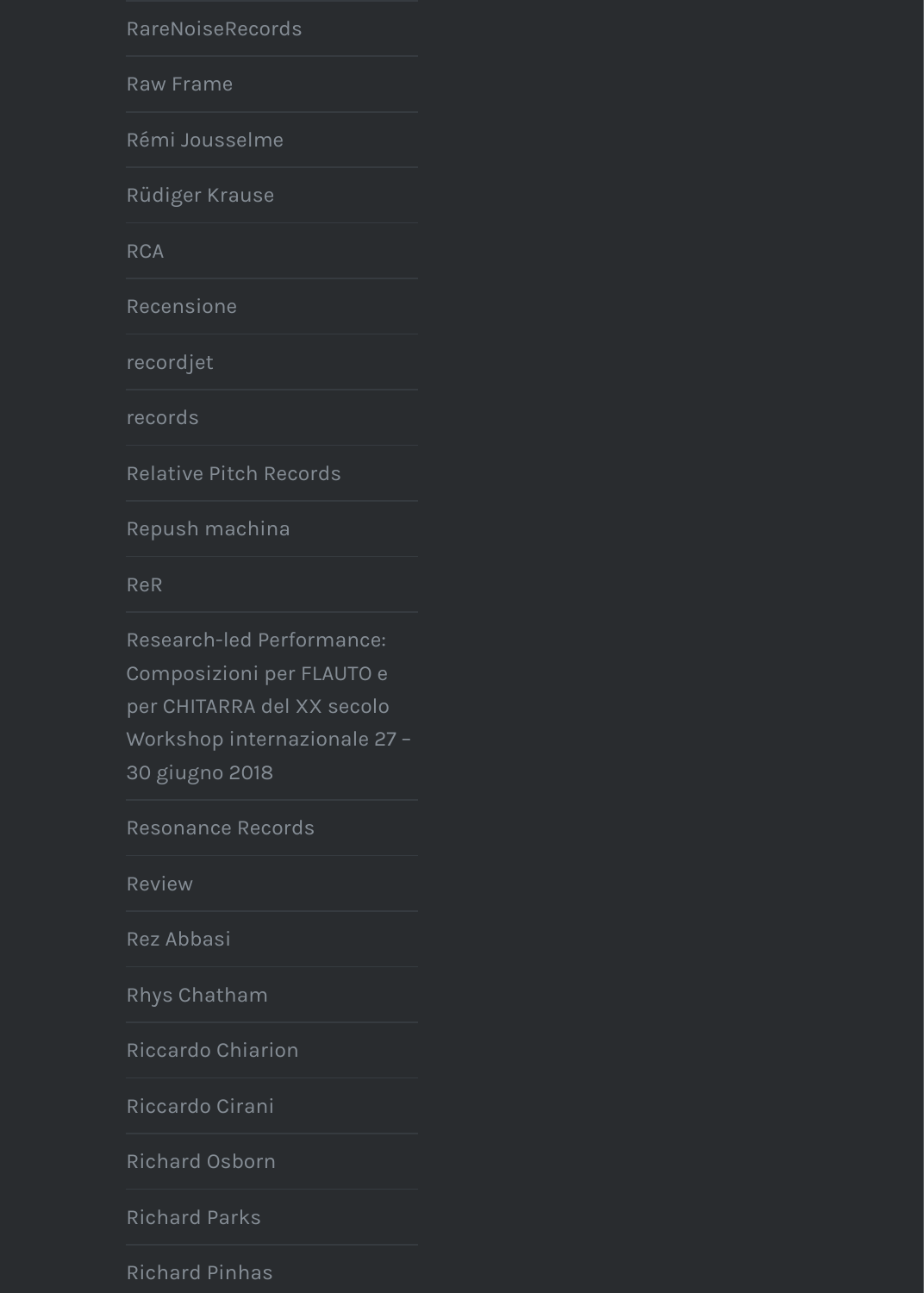- RareNoiseRecords
- Raw Frame
- Rémi Jousselme
- Rüdiger Krause
- RCA
- Recensione
- recordjet
- records
- Relative Pitch Records
- Repush machina
- ReR
- Research-led Performance: Composizioni per FLAUTO e per CHITARRA del XX secolo Workshop internazionale 27 – 30 giugno 2018
- Resonance Records
- Review
- Rez Abbasi
- Rhys Chatham
- Riccardo Chiarion
- Riccardo Cirani
- Richard Osborn
- Richard Parks
- Richard Pinhas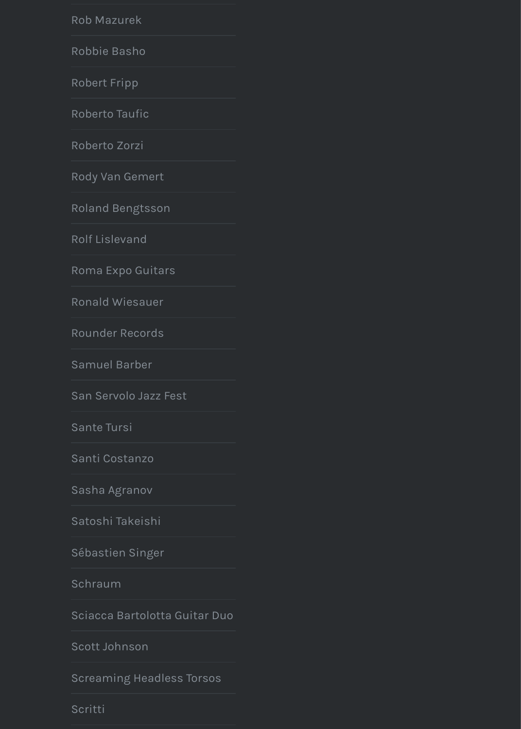- Rob Mazurek
- Robbie Basho
- Robert Fripp
- Roberto Taufic
- Roberto Zorzi
- Rody Van Gemert
- Roland Bengtsson
- Rolf Lislevand
- Roma Expo Guitars
- Ronald Wiesauer
- Rounder Records
- Samuel Barber
- San Servolo Jazz Fest
- Sante Tursi
- Santi Costanzo
- Sasha Agranov
- Satoshi Takeishi
- Sébastien Singer
- Schraum
- Sciacca Bartolotta Guitar Duo
- Scott Johnson
- Screaming Headless Torsos
- Scritti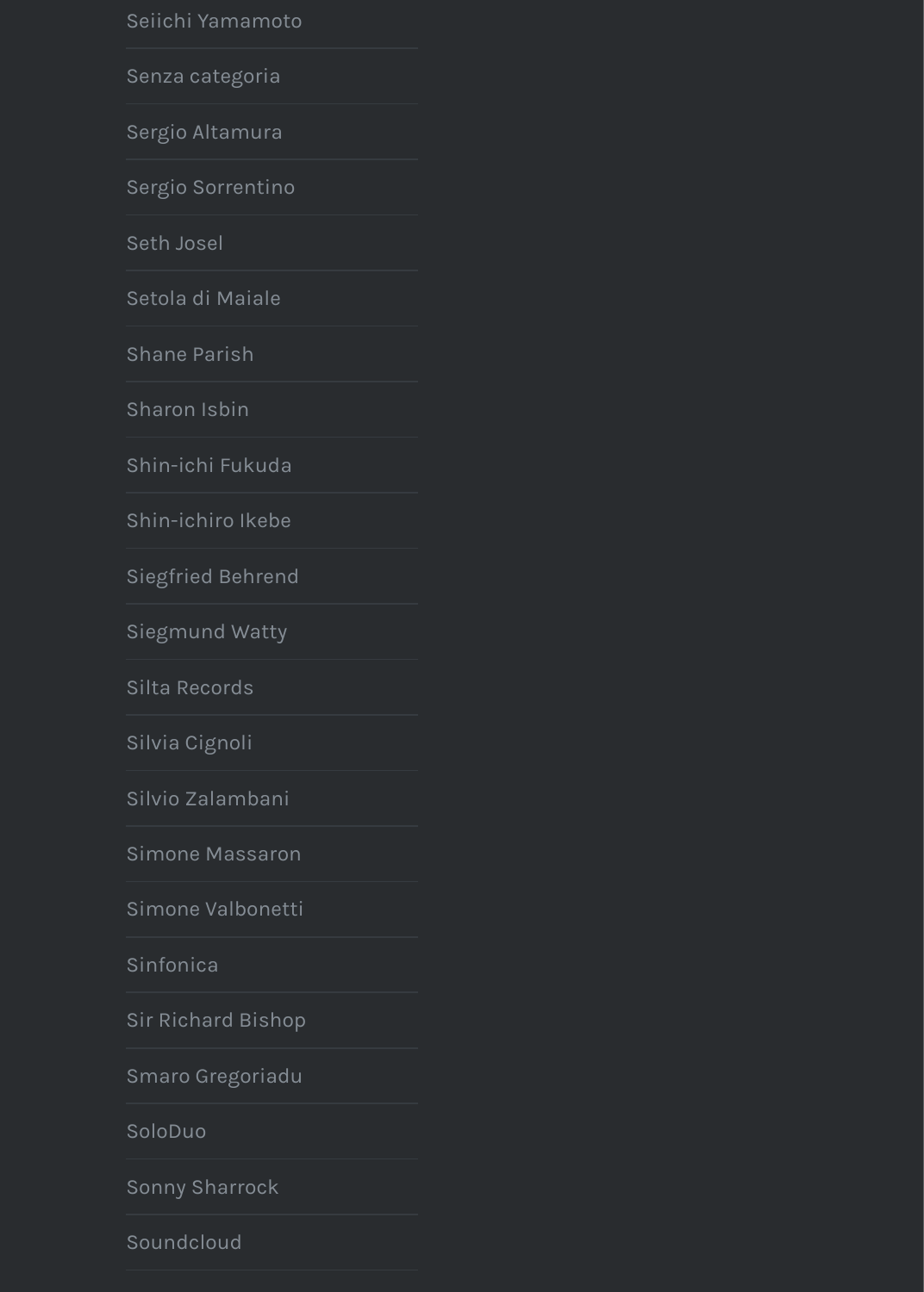- Seiichi Yamamoto
- Senza categoria
- Sergio Altamura
- Sergio Sorrentino
- Seth Josel
- Setola di Maiale
- Shane Parish
- Sharon Isbin
- Shin-ichi Fukuda
- Shin-ichiro Ikebe
- Siegfried Behrend
- Siegmund Watty
- Silta Records
- Silvia Cignoli
- Silvio Zalambani
- Simone Massaron
- Simone Valbonetti
- Sinfonica
- Sir Richard Bishop
- Smaro Gregoriadu
- SoloDuo
- Sonny Sharrock
- Soundcloud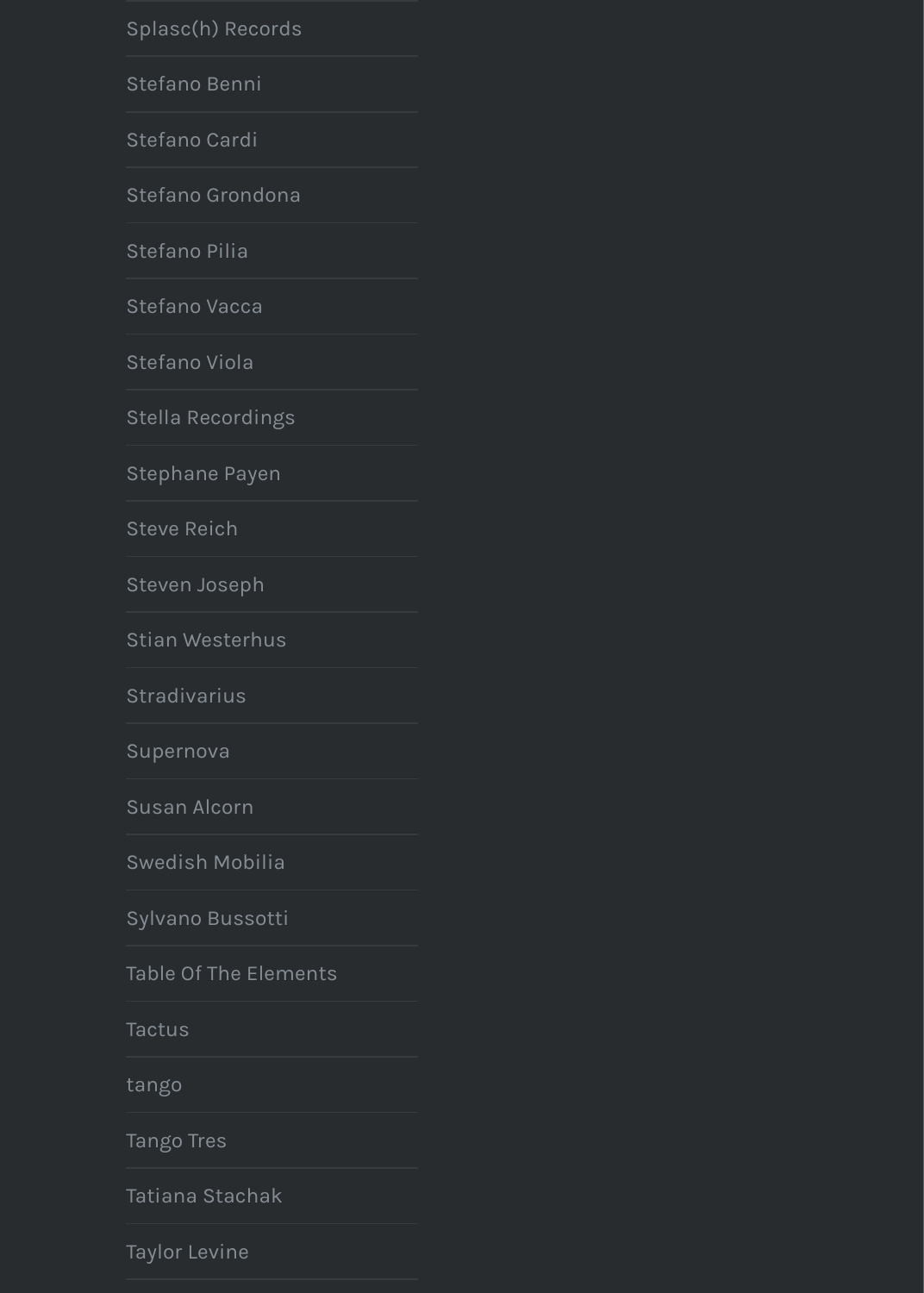Splasc(h) Records

Stefano Benni

Stefano Cardi

Stefano Grondona

Stefano Pilia

Stefano Vacca

Stefano Viola

Stella Recordings

Stephane Payen

Steve Reich

Steven Joseph

Stian Westerhus

Stradivarius

Supernova

Susan Alcorn

Swedish Mobilia

Sylvano Bussotti

Table Of The Elements

Tactus

tango

Tango Tres

Tatiana Stachak

Taylor Levine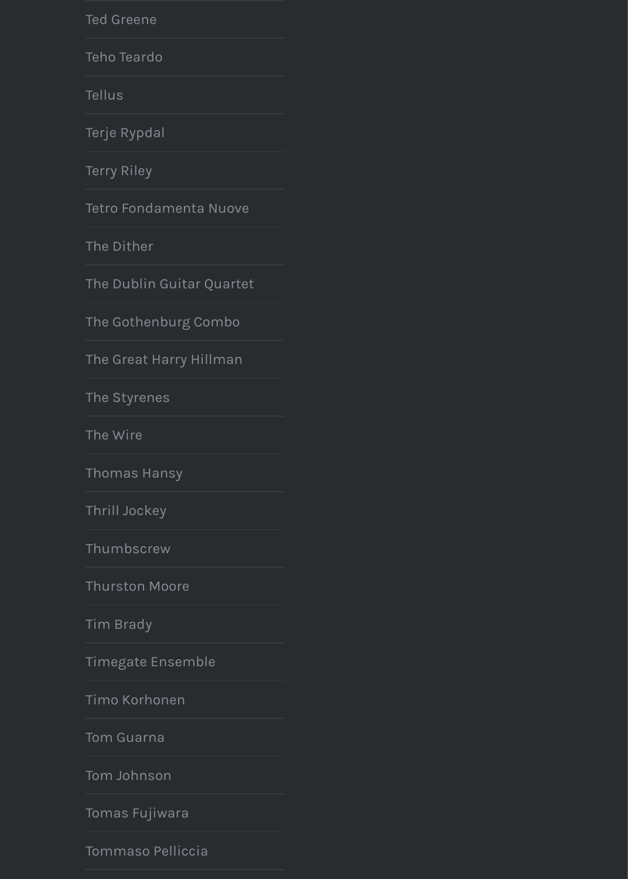Ted Greene

Teho Teardo

Tellus

Terje Rypdal

Terry Riley

Tetro Fondamenta Nuove

The Dither

The Dublin Guitar Quartet

The Gothenburg Combo

The Great Harry Hillman

The Styrenes

The Wire

Thomas Hansy

Thrill Jockey

Thumbscrew

Thurston Moore

Tim Brady

Timegate Ensemble

Timo Korhonen

Tom Guarna

Tom Johnson

Tomas Fujiwara

Tommaso Pelliccia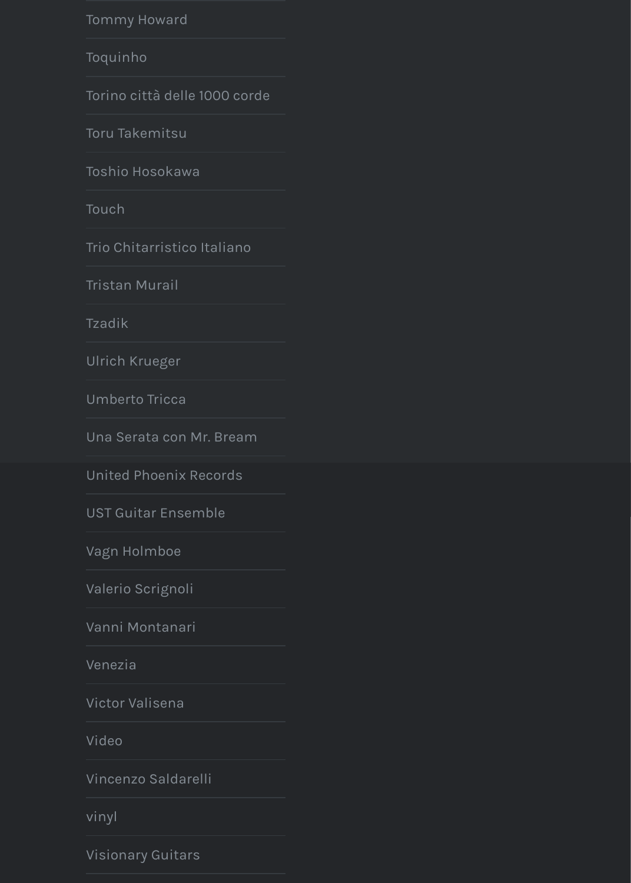- Tommy Howard
- Toquinho
- Torino città delle 1000 corde
- Toru Takemitsu
- Toshio Hosokawa
- Touch
- Trio Chitarristico Italiano
- Tristan Murail
- Tzadik
- Ulrich Krueger
- Umberto Tricca
- Una Serata con Mr. Bream
- United Phoenix Records
- UST Guitar Ensemble
- Vagn Holmboe
- Valerio Scrignoli
- Vanni Montanari
- Venezia
- Victor Valisena
- Video
- Vincenzo Saldarelli
- vinyl
- Visionary Guitars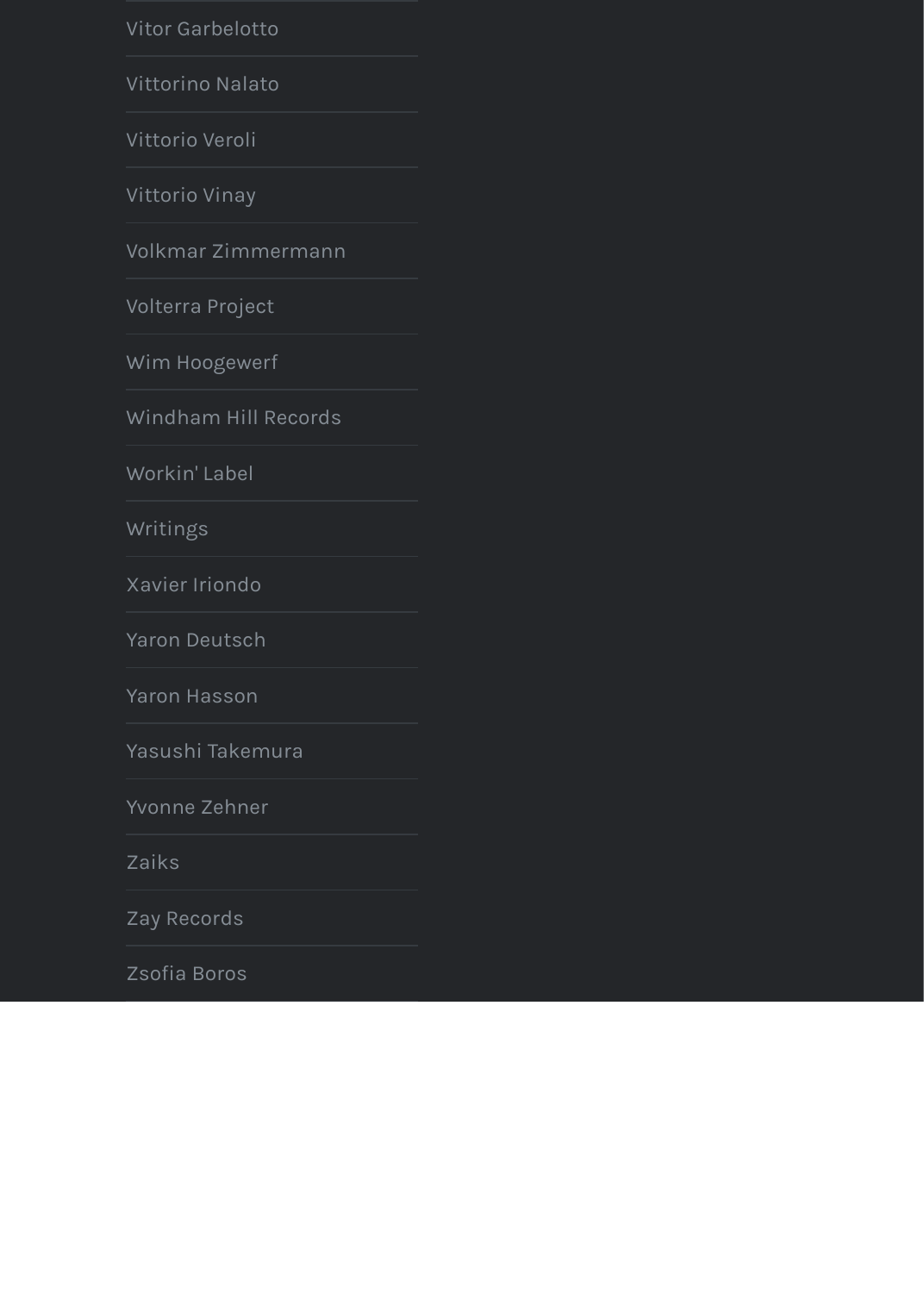- Vitor Garbelotto
- Vittorino Nalato
- Vittorio Veroli
- Vittorio Vinay
- Volkmar Zimmermann
- Volterra Project
- Wim Hoogewerf
- Windham Hill Records
- Workin' Label
- Writings
- Xavier Iriondo
- Yaron Deutsch
- Yaron Hasson
- Yasushi Takemura
- Yvonne Zehner
- Zaiks
- Zay Records
- Zsofia Boros